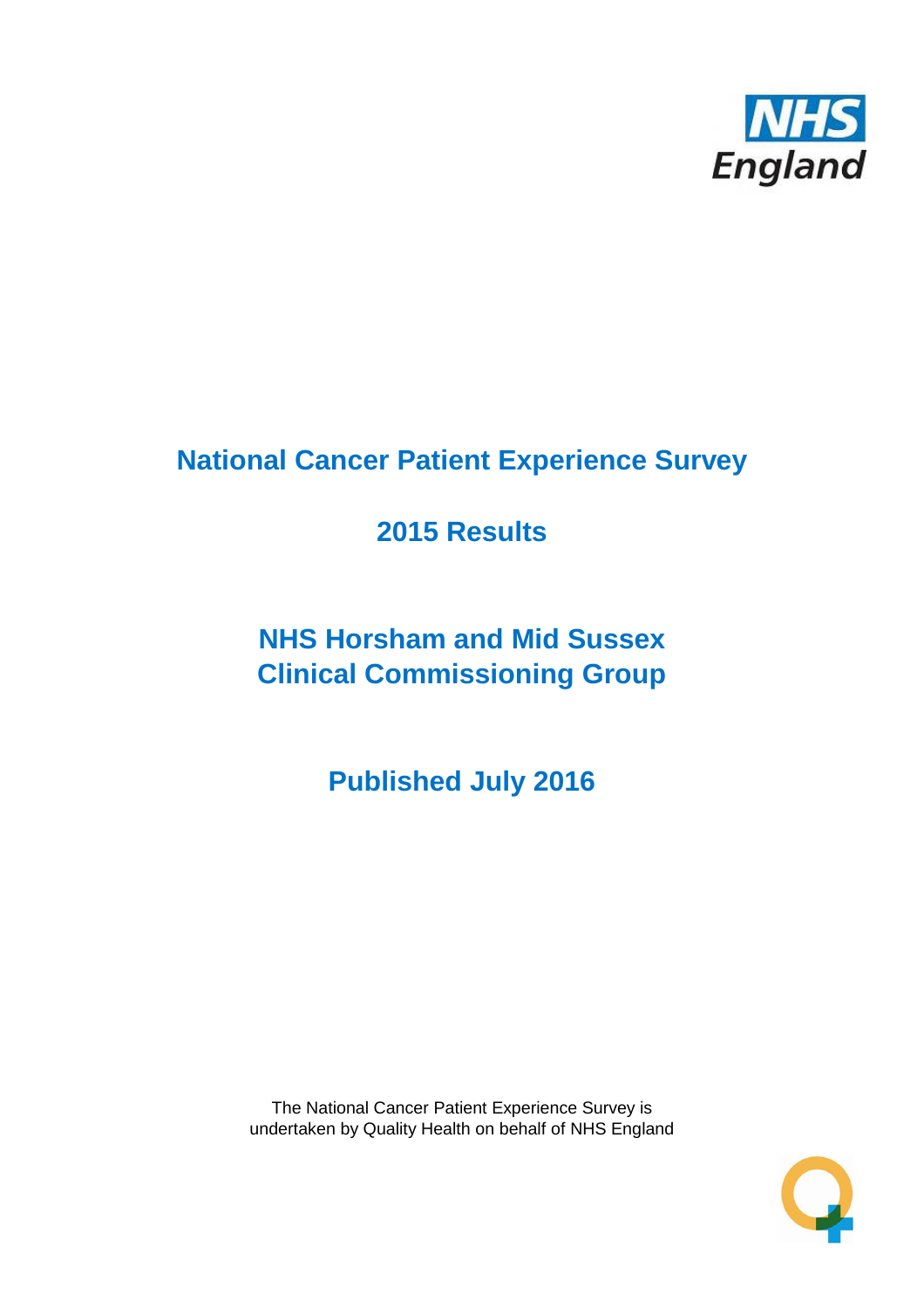# National Cancer Patient Experience Survey

## 2015 Results

## NHS Horsham and Mid Sussex Clinical Commissioning Group

## Published July 2016

The National Cancer Patient Experience Survey is undertaken by Quality Health on behalf of NHS England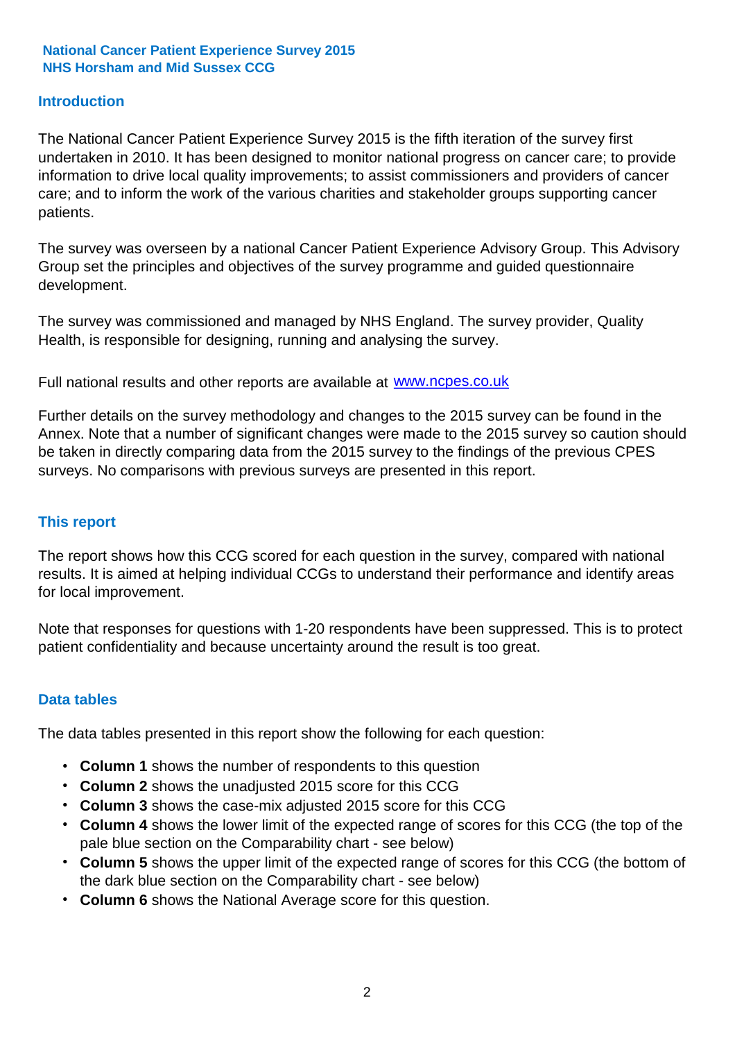**National Cancer Patient Experience Survey 2015**
**NHS Horsham and Mid Sussex CCG**

## Introduction

The National Cancer Patient Experience Survey 2015 is the fifth iteration of the survey first undertaken in 2010. It has been designed to monitor national progress on cancer care; to provide information to drive local quality improvements; to assist commissioners and providers of cancer care; and to inform the work of the various charities and stakeholder groups supporting cancer patients.

The survey was overseen by a national Cancer Patient Experience Advisory Group. This Advisory Group set the principles and objectives of the survey programme and guided questionnaire development.

The survey was commissioned and managed by NHS England. The survey provider, Quality Health, is responsible for designing, running and analysing the survey.

Full national results and other reports are available at [www.ncpes.co.uk](http://www.ncpes.co.uk)

Further details on the survey methodology and changes to the 2015 survey can be found in the Annex. Note that a number of significant changes were made to the 2015 survey so caution should be taken in directly comparing data from the 2015 survey to the findings of the previous CPES surveys. No comparisons with previous surveys are presented in this report.

## This report

The report shows how this CCG scored for each question in the survey, compared with national results. It is aimed at helping individual CCGs to understand their performance and identify areas for local improvement.

Note that responses for questions with 1-20 respondents have been suppressed. This is to protect patient confidentiality and because uncertainty around the result is too great.

## Data tables

The data tables presented in this report show the following for each question:

- **Column 1** shows the number of respondents to this question
- **Column 2** shows the unadjusted 2015 score for this CCG
- **Column 3** shows the case-mix adjusted 2015 score for this CCG
- **Column 4** shows the lower limit of the expected range of scores for this CCG (the top of the pale blue section on the Comparability chart - see below)
- **Column 5** shows the upper limit of the expected range of scores for this CCG (the bottom of the dark blue section on the Comparability chart - see below)
- **Column 6** shows the National Average score for this question.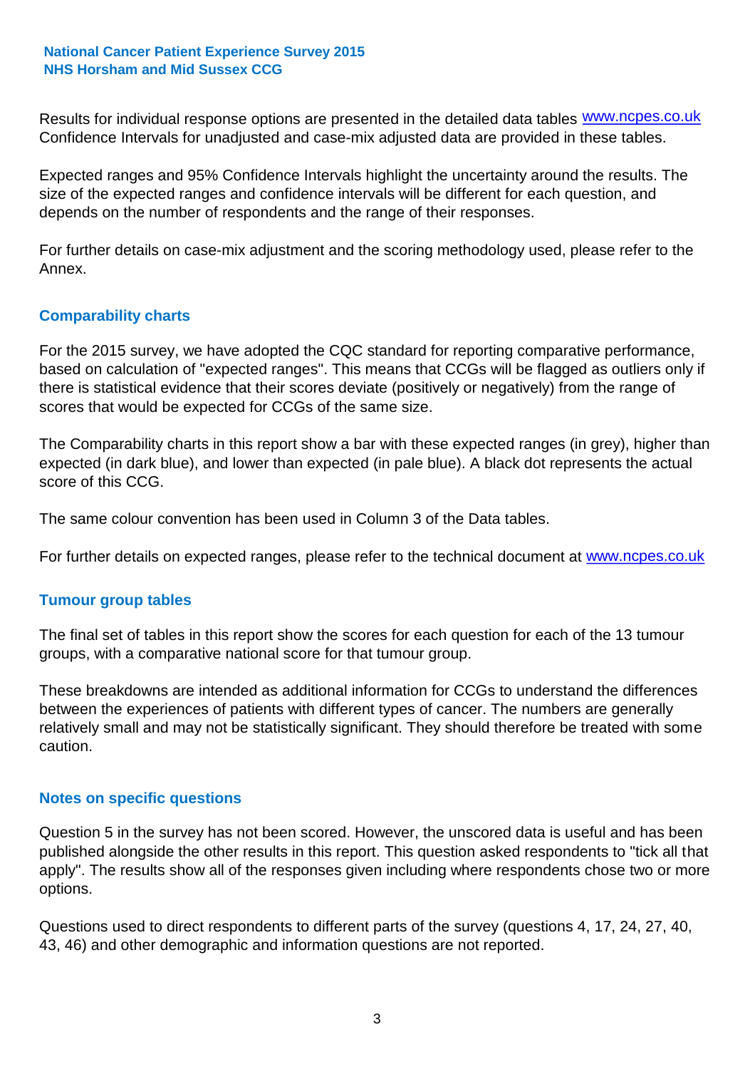Results for individual response options are presented in the detailed data tables www.ncpes.co.uk Confidence Intervals for unadjusted and case-mix adjusted data are provided in these tables.

Expected ranges and 95% Confidence Intervals highlight the uncertainty around the results. The size of the expected ranges and confidence intervals will be different for each question, and depends on the number of respondents and the range of their responses.

For further details on case-mix adjustment and the scoring methodology used, please refer to the Annex.

## Comparability charts

For the 2015 survey, we have adopted the CQC standard for reporting comparative performance, based on calculation of "expected ranges". This means that CCGs will be flagged as outliers only if there is statistical evidence that their scores deviate (positively or negatively) from the range of scores that would be expected for CCGs of the same size.

The Comparability charts in this report show a bar with these expected ranges (in grey), higher than expected (in dark blue), and lower than expected (in pale blue). A black dot represents the actual score of this CCG.

The same colour convention has been used in Column 3 of the Data tables.

For further details on expected ranges, please refer to the technical document at www.ncpes.co.uk

## Tumour group tables

The final set of tables in this report show the scores for each question for each of the 13 tumour groups, with a comparative national score for that tumour group.

These breakdowns are intended as additional information for CCGs to understand the differences between the experiences of patients with different types of cancer. The numbers are generally relatively small and may not be statistically significant. They should therefore be treated with some caution.

## Notes on specific questions

Question 5 in the survey has not been scored. However, the unscored data is useful and has been published alongside the other results in this report. This question asked respondents to "tick all that apply". The results show all of the responses given including where respondents chose two or more options.

Questions used to direct respondents to different parts of the survey (questions 4, 17, 24, 27, 40, 43, 46) and other demographic and information questions are not reported.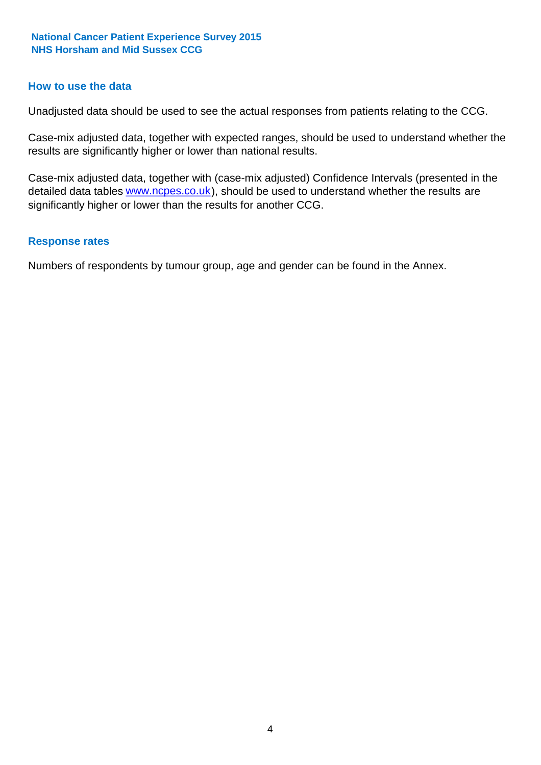## How to use the data

Unadjusted data should be used to see the actual responses from patients relating to the CCG.

Case-mix adjusted data, together with expected ranges, should be used to understand whether the results are significantly higher or lower than national results.

Case-mix adjusted data, together with (case-mix adjusted) Confidence Intervals (presented in the detailed data tables www.ncpes.co.uk), should be used to understand whether the results are significantly higher or lower than the results for another CCG.

## Response rates

Numbers of respondents by tumour group, age and gender can be found in the Annex.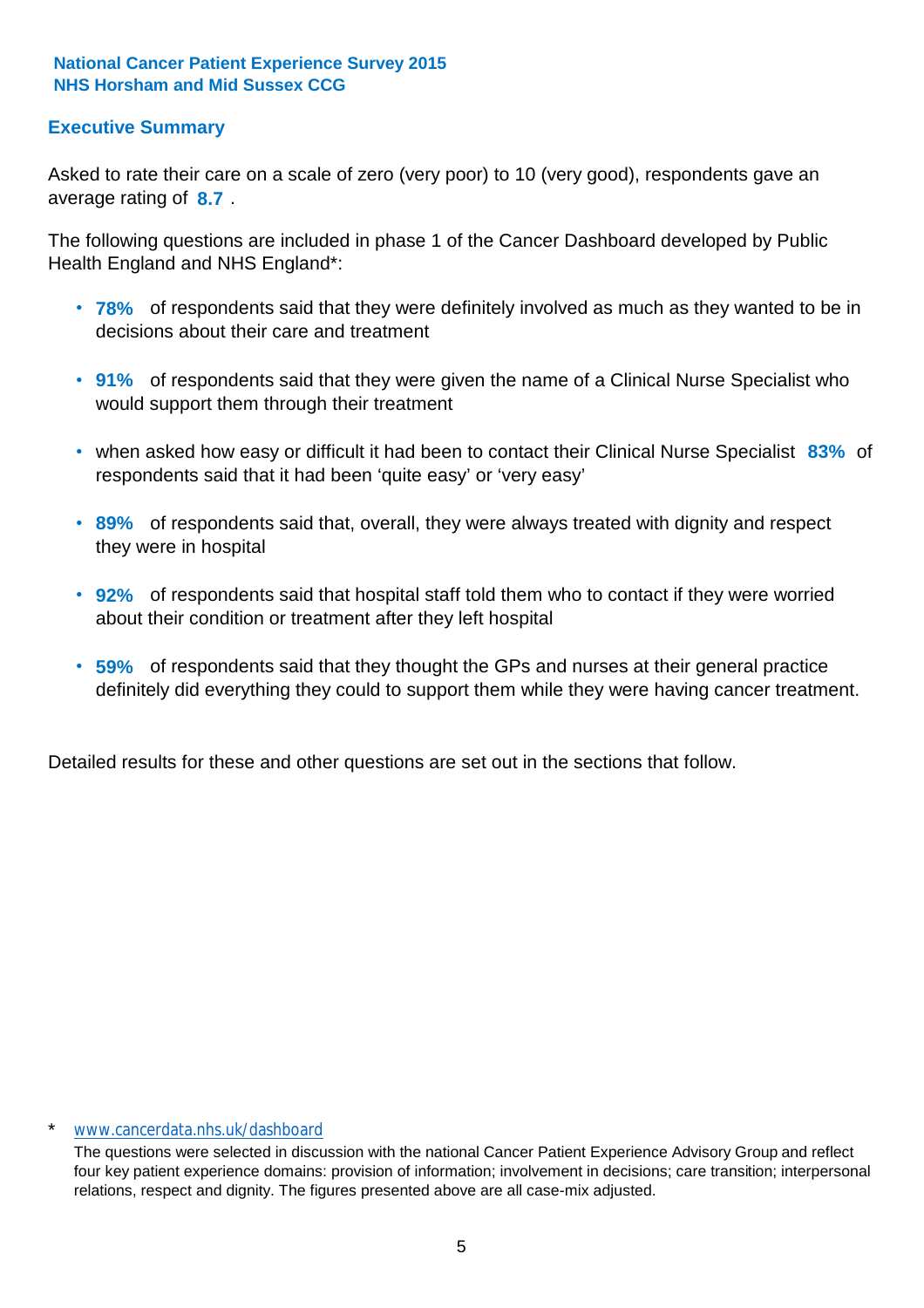**National Cancer Patient Experience Survey 2015**
**NHS Horsham and Mid Sussex CCG**

## Executive Summary

Asked to rate their care on a scale of zero (very poor) to 10 (very good), respondents gave an average rating of **8.7** .

The following questions are included in phase 1 of the Cancer Dashboard developed by Public Health England and NHS England*:

- **78%** of respondents said that they were definitely involved as much as they wanted to be in decisions about their care and treatment
- **91%** of respondents said that they were given the name of a Clinical Nurse Specialist who would support them through their treatment
- when asked how easy or difficult it had been to contact their Clinical Nurse Specialist **83%** of respondents said that it had been 'quite easy' or 'very easy'
- **89%** of respondents said that, overall, they were always treated with dignity and respect they were in hospital
- **92%** of respondents said that hospital staff told them who to contact if they were worried about their condition or treatment after they left hospital
- **59%** of respondents said that they thought the GPs and nurses at their general practice definitely did everything they could to support them while they were having cancer treatment.

Detailed results for these and other questions are set out in the sections that follow.

\* www.cancerdata.nhs.uk/dashboard

The questions were selected in discussion with the national Cancer Patient Experience Advisory Group and reflect four key patient experience domains: provision of information; involvement in decisions; care transition; interpersonal relations, respect and dignity. The figures presented above are all case-mix adjusted.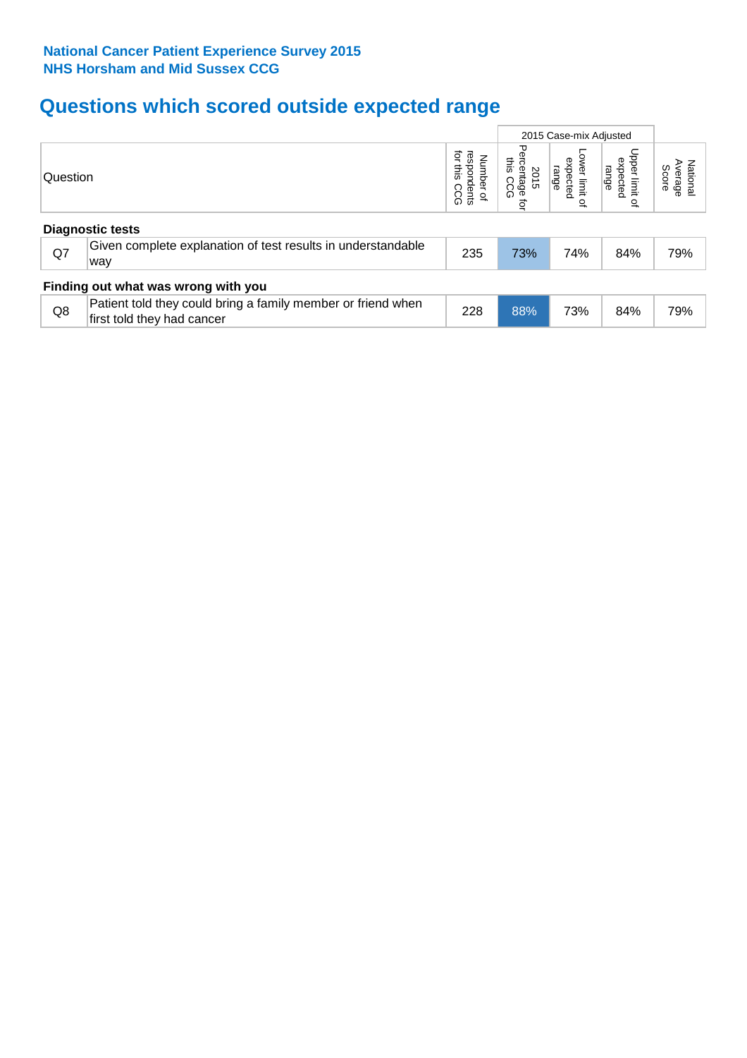**National Cancer Patient Experience Survey 2015**
**NHS Horsham and Mid Sussex CCG**

# Questions which scored outside expected range

| Question | | Number of respondents for this CCG | 2015 Case-mix Adjusted | | | National Average Score |
|---|---|---|---|---|---|---|
| | | | 2015 Percentage for this CCG | Lower limit of expected range | Upper limit of expected range | |
| **Diagnostic tests** | | | | | | |
| Q7 | Given complete explanation of test results in understandable way | 235 | 73% | 74% | 84% | 79% |
| **Finding out what was wrong with you** | | | | | | |
| Q8 | Patient told they could bring a family member or friend when first told they had cancer | 228 | 88% | 73% | 84% | 79% |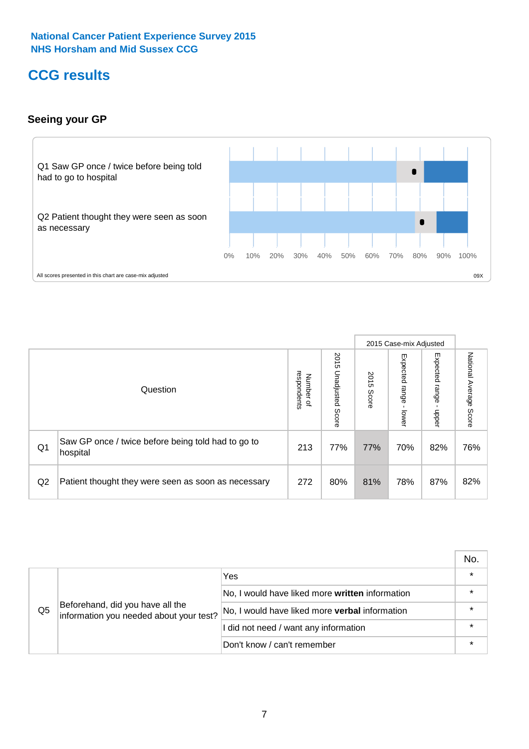National Cancer Patient Experience Survey 2015
NHS Horsham and Mid Sussex CCG

# CCG results

### Seeing your GP

Q1 Saw GP once / twice before being told had to go to hospital

Q2 Patient thought they were seen as soon as necessary

0% 10% 20% 30% 40% 50% 60% 70% 80% 90% 100%

All scores presented in this chart are case-mix adjusted

09X

| Question | | Number of respondents | 2015 Unadjusted Score | 2015 Case-mix Adjusted: 2015 Score | 2015 Case-mix Adjusted: Expected range - lower | 2015 Case-mix Adjusted: Expected range - upper | National Average Score |
|---|---|---|---|---|---|---|---|
| Q1 | Saw GP once / twice before being told had to go to hospital | 213 | 77% | 77% | 70% | 82% | 76% |
| Q2 | Patient thought they were seen as soon as necessary | 272 | 80% | 81% | 78% | 87% | 82% |

| | | | No. |
|---|---|---|---|
| Q5 | Beforehand, did you have all the information you needed about your test? | Yes | * |
| | | No, I would have liked more **written** information | * |
| | | No, I would have liked more **verbal** information | * |
| | | I did not need / want any information | * |
| | | Don't know / can't remember | * |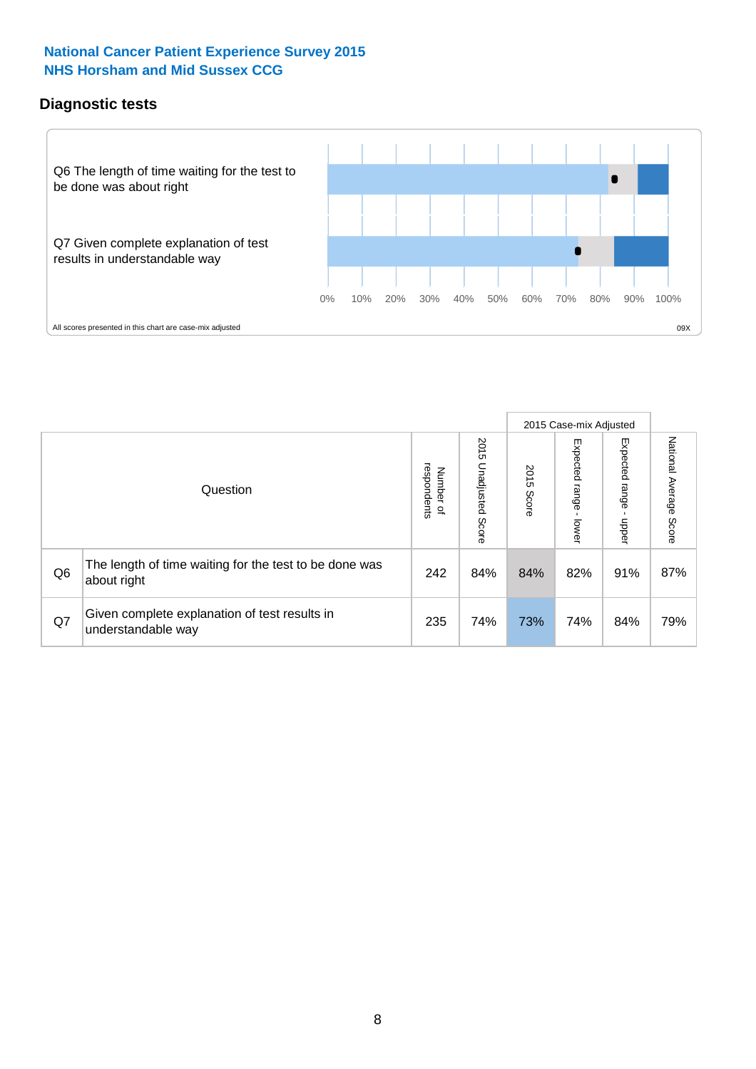National Cancer Patient Experience Survey 2015
NHS Horsham and Mid Sussex CCG

## Diagnostic tests

Q6 The length of time waiting for the test to be done was about right

Q7 Given complete explanation of test results in understandable way

0% 10% 20% 30% 40% 50% 60% 70% 80% 90% 100%

All scores presented in this chart are case-mix adjusted

09X

| Question | | Number of respondents | 2015 Unadjusted Score | 2015 Case-mix Adjusted 2015 Score | 2015 Case-mix Adjusted Expected range - lower | 2015 Case-mix Adjusted Expected range - upper | National Average Score |
|---|---|---|---|---|---|---|---|
| Q6 | The length of time waiting for the test to be done was about right | 242 | 84% | 84% | 82% | 91% | 87% |
| Q7 | Given complete explanation of test results in understandable way | 235 | 74% | 73% | 74% | 84% | 79% |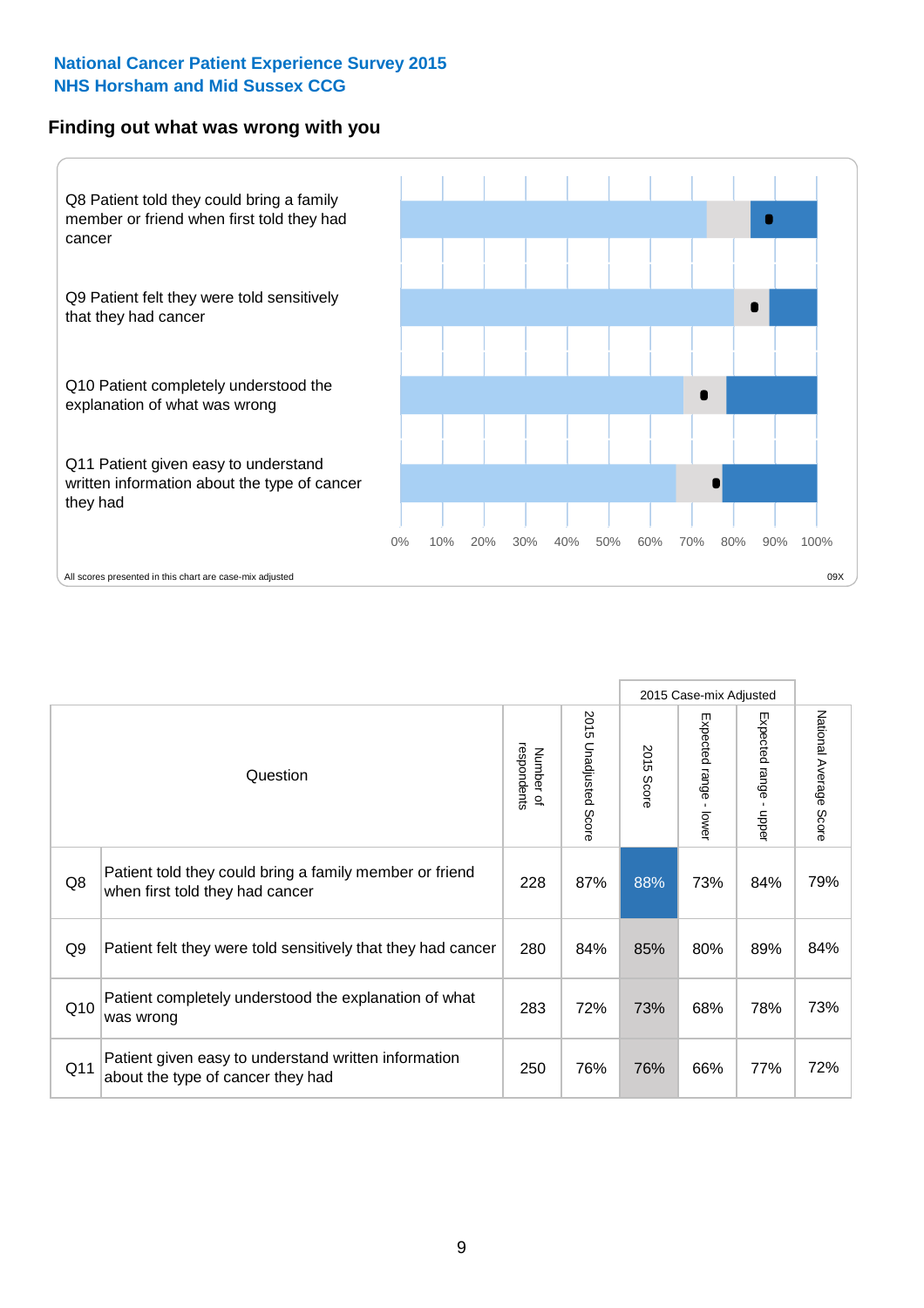**National Cancer Patient Experience Survey 2015**
**NHS Horsham and Mid Sussex CCG**

## Finding out what was wrong with you

Q8 Patient told they could bring a family member or friend when first told they had cancer

Q9 Patient felt they were told sensitively that they had cancer

Q10 Patient completely understood the explanation of what was wrong

Q11 Patient given easy to understand written information about the type of cancer they had

0% 10% 20% 30% 40% 50% 60% 70% 80% 90% 100%

All scores presented in this chart are case-mix adjusted

09X

| | Question | Number of respondents | 2015 Unadjusted Score | 2015 Case-mix Adjusted: 2015 Score | 2015 Case-mix Adjusted: Expected range - lower | 2015 Case-mix Adjusted: Expected range - upper | National Average Score |
|---|---|---|---|---|---|---|---|
| Q8 | Patient told they could bring a family member or friend when first told they had cancer | 228 | 87% | 88% | 73% | 84% | 79% |
| Q9 | Patient felt they were told sensitively that they had cancer | 280 | 84% | 85% | 80% | 89% | 84% |
| Q10 | Patient completely understood the explanation of what was wrong | 283 | 72% | 73% | 68% | 78% | 73% |
| Q11 | Patient given easy to understand written information about the type of cancer they had | 250 | 76% | 76% | 66% | 77% | 72% |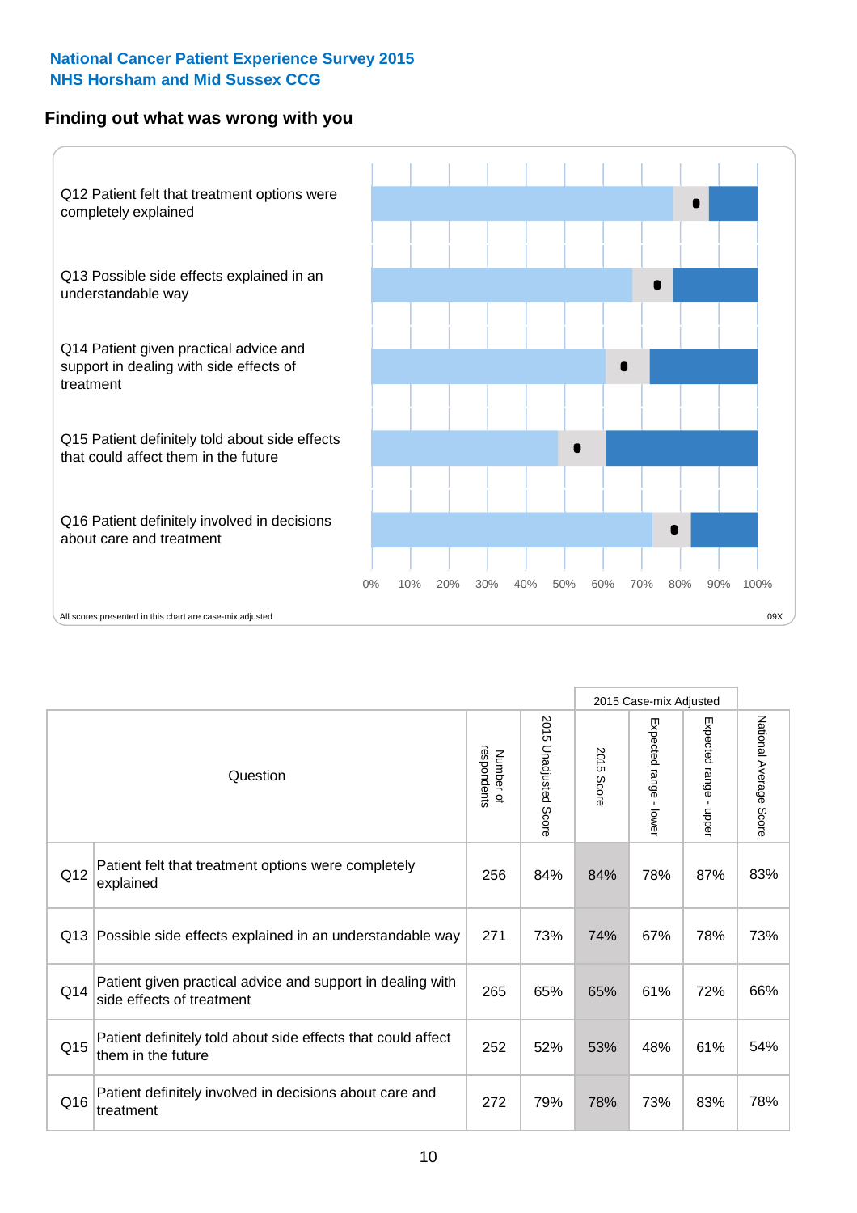National Cancer Patient Experience Survey 2015
NHS Horsham and Mid Sussex CCG

## Finding out what was wrong with you

Q12 Patient felt that treatment options were completely explained

Q13 Possible side effects explained in an understandable way

Q14 Patient given practical advice and support in dealing with side effects of treatment

Q15 Patient definitely told about side effects that could affect them in the future

Q16 Patient definitely involved in decisions about care and treatment

0% 10% 20% 30% 40% 50% 60% 70% 80% 90% 100%

All scores presented in this chart are case-mix adjusted

09X

| Question | | Number of respondents | 2015 Unadjusted Score | 2015 Case-mix Adjusted: 2015 Score | 2015 Case-mix Adjusted: Expected range - lower | 2015 Case-mix Adjusted: Expected range - upper | National Average Score |
|---|---|---|---|---|---|---|---|
| Q12 | Patient felt that treatment options were completely explained | 256 | 84% | 84% | 78% | 87% | 83% |
| Q13 | Possible side effects explained in an understandable way | 271 | 73% | 74% | 67% | 78% | 73% |
| Q14 | Patient given practical advice and support in dealing with side effects of treatment | 265 | 65% | 65% | 61% | 72% | 66% |
| Q15 | Patient definitely told about side effects that could affect them in the future | 252 | 52% | 53% | 48% | 61% | 54% |
| Q16 | Patient definitely involved in decisions about care and treatment | 272 | 79% | 78% | 73% | 83% | 78% |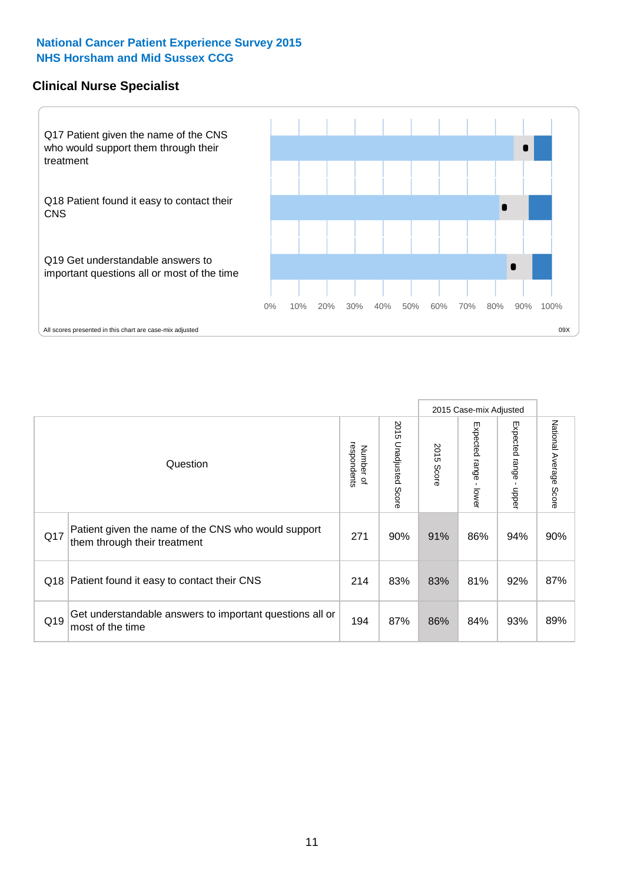**National Cancer Patient Experience Survey 2015**
**NHS Horsham and Mid Sussex CCG**

## Clinical Nurse Specialist

Q17 Patient given the name of the CNS who would support them through their treatment

Q18 Patient found it easy to contact their CNS

Q19 Get understandable answers to important questions all or most of the time

0% 10% 20% 30% 40% 50% 60% 70% 80% 90% 100%

All scores presented in this chart are case-mix adjusted

09X

| | Question | Number of respondents | 2015 Unadjusted Score | 2015 Case-mix Adjusted | | | National Average Score |
|---|---|---|---|---|---|---|---|
| | | | | 2015 Score | Expected range - lower | Expected range - upper | |
| Q17 | Patient given the name of the CNS who would support them through their treatment | 271 | 90% | 91% | 86% | 94% | 90% |
| Q18 | Patient found it easy to contact their CNS | 214 | 83% | 83% | 81% | 92% | 87% |
| Q19 | Get understandable answers to important questions all or most of the time | 194 | 87% | 86% | 84% | 93% | 89% |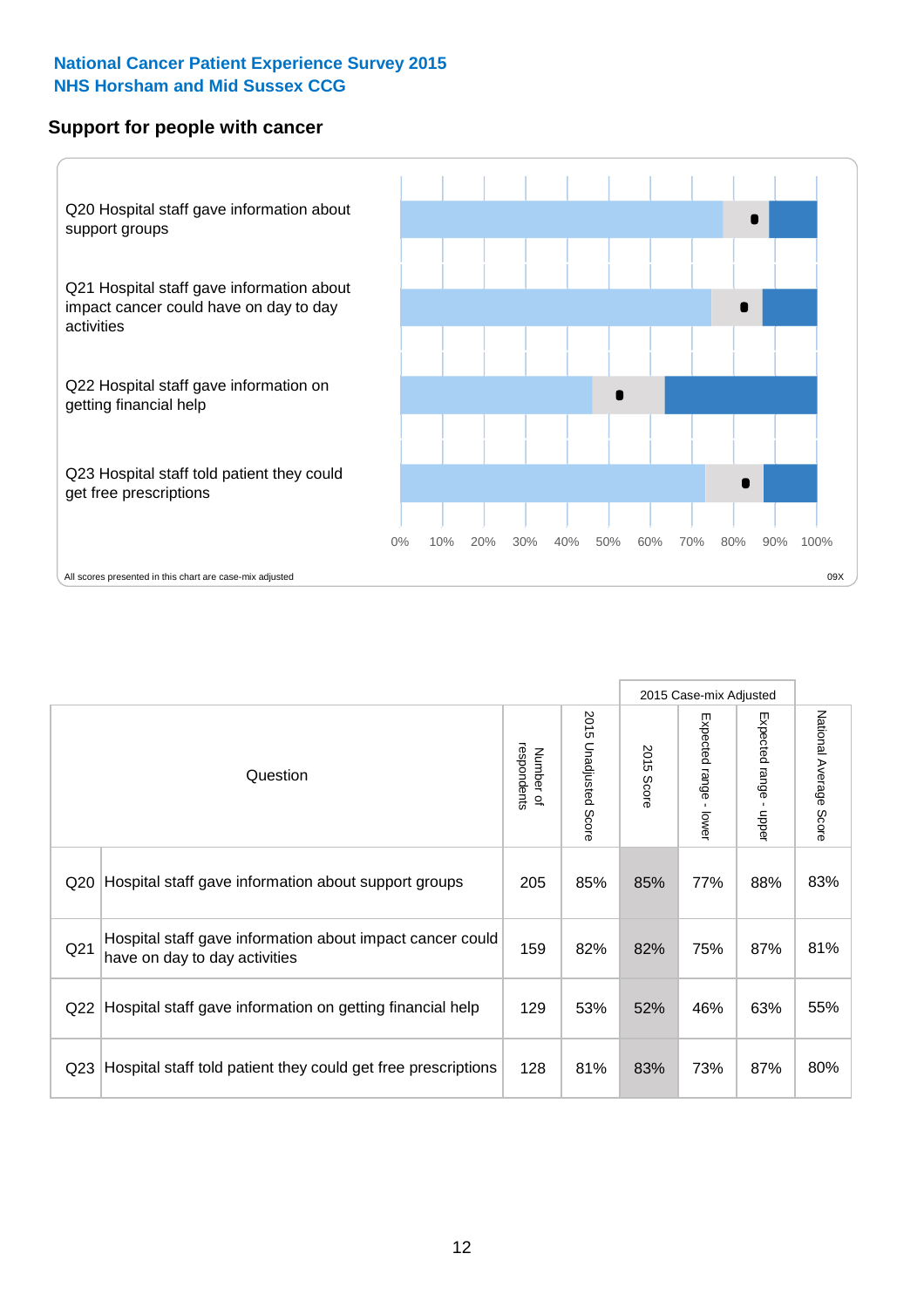**National Cancer Patient Experience Survey 2015**
**NHS Horsham and Mid Sussex CCG**

## Support for people with cancer

Q20 Hospital staff gave information about support groups

Q21 Hospital staff gave information about impact cancer could have on day to day activities

Q22 Hospital staff gave information on getting financial help

Q23 Hospital staff told patient they could get free prescriptions

0% 10% 20% 30% 40% 50% 60% 70% 80% 90% 100%

All scores presented in this chart are case-mix adjusted

09X

| | Question | Number of respondents | 2015 Unadjusted Score | 2015 Case-mix Adjusted | | | National Average Score |
|---|---|---|---|---|---|---|---|
| | | | | 2015 Score | Expected range - lower | Expected range - upper | |
| Q20 | Hospital staff gave information about support groups | 205 | 85% | 85% | 77% | 88% | 83% |
| Q21 | Hospital staff gave information about impact cancer could have on day to day activities | 159 | 82% | 82% | 75% | 87% | 81% |
| Q22 | Hospital staff gave information on getting financial help | 129 | 53% | 52% | 46% | 63% | 55% |
| Q23 | Hospital staff told patient they could get free prescriptions | 128 | 81% | 83% | 73% | 87% | 80% |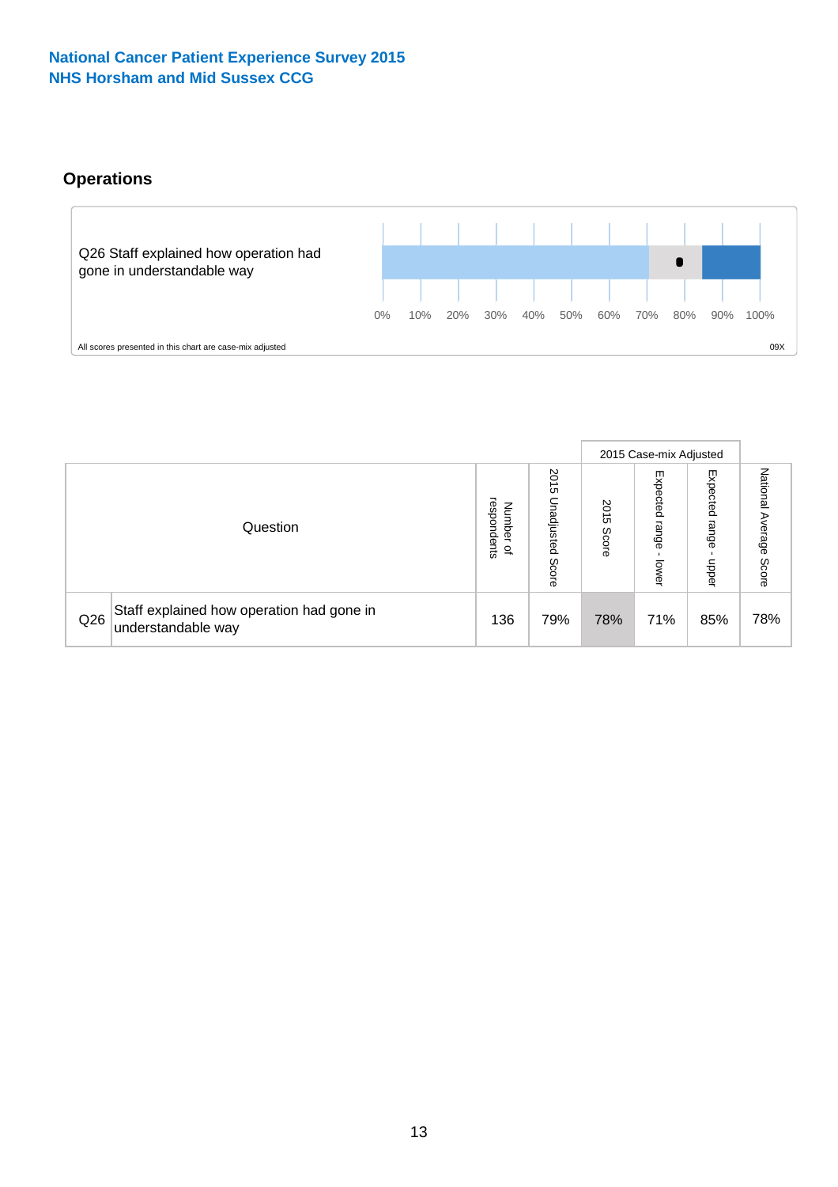National Cancer Patient Experience Survey 2015
NHS Horsham and Mid Sussex CCG

## Operations

Q26 Staff explained how operation had gone in understandable way

0% 10% 20% 30% 40% 50% 60% 70% 80% 90% 100%

All scores presented in this chart are case-mix adjusted

09X

| Question | | Number of respondents | 2015 Unadjusted Score | 2015 Case-mix Adjusted | | | National Average Score |
|---|---|---|---|---|---|---|---|
| | | | | 2015 Score | Expected range - lower | Expected range - upper | |
| Q26 | Staff explained how operation had gone in understandable way | 136 | 79% | 78% | 71% | 85% | 78% |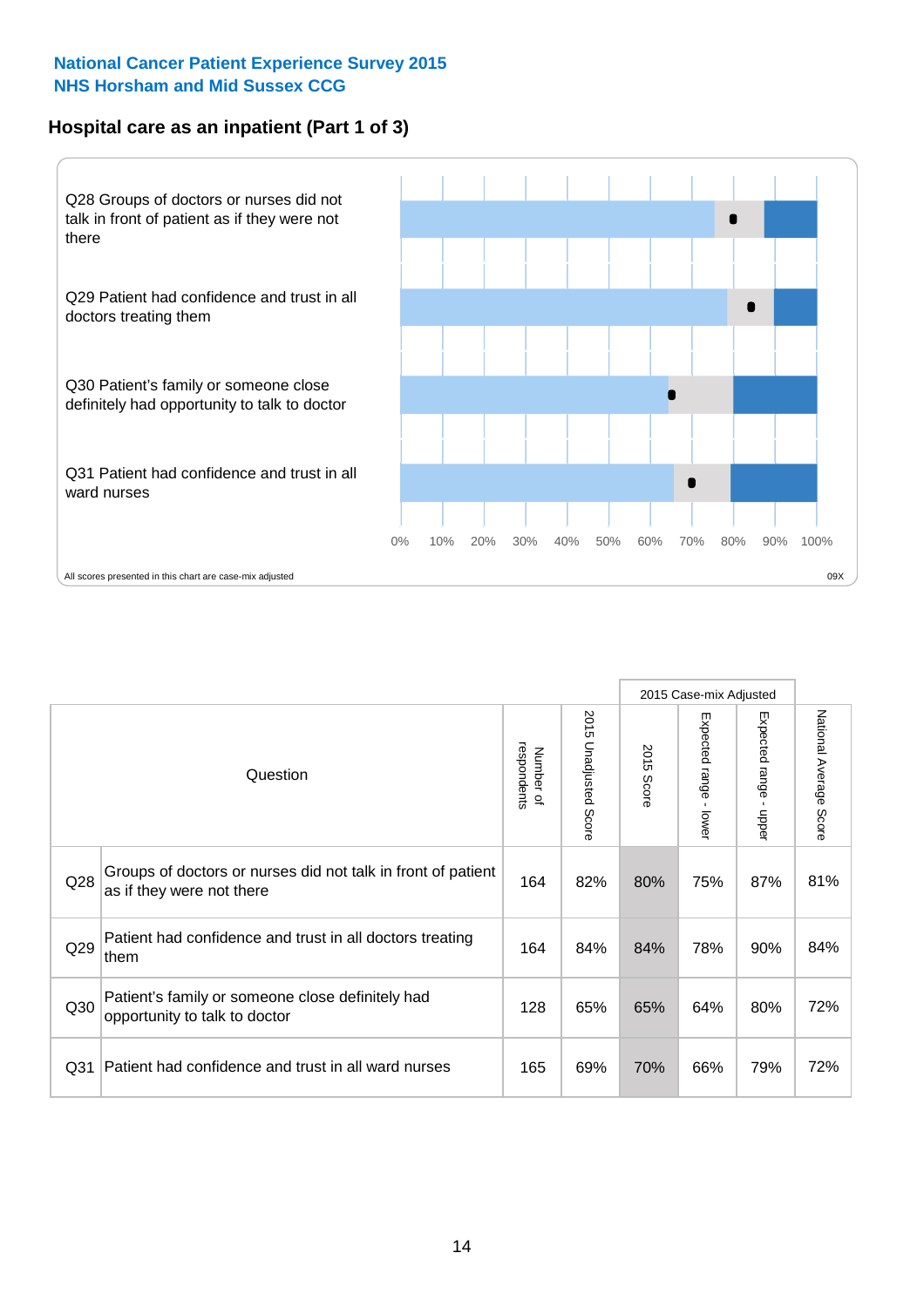**National Cancer Patient Experience Survey 2015**
**NHS Horsham and Mid Sussex CCG**

## Hospital care as an inpatient (Part 1 of 3)

Q28 Groups of doctors or nurses did not talk in front of patient as if they were not there

Q29 Patient had confidence and trust in all doctors treating them

Q30 Patient's family or someone close definitely had opportunity to talk to doctor

Q31 Patient had confidence and trust in all ward nurses

0% 10% 20% 30% 40% 50% 60% 70% 80% 90% 100%

All scores presented in this chart are case-mix adjusted

09X

| | Question | Number of respondents | 2015 Unadjusted Score | 2015 Case-mix Adjusted | | | National Average Score |
|---|---|---|---|---|---|---|---|
| | | | | 2015 Score | Expected range - lower | Expected range - upper | |
| Q28 | Groups of doctors or nurses did not talk in front of patient as if they were not there | 164 | 82% | 80% | 75% | 87% | 81% |
| Q29 | Patient had confidence and trust in all doctors treating them | 164 | 84% | 84% | 78% | 90% | 84% |
| Q30 | Patient's family or someone close definitely had opportunity to talk to doctor | 128 | 65% | 65% | 64% | 80% | 72% |
| Q31 | Patient had confidence and trust in all ward nurses | 165 | 69% | 70% | 66% | 79% | 72% |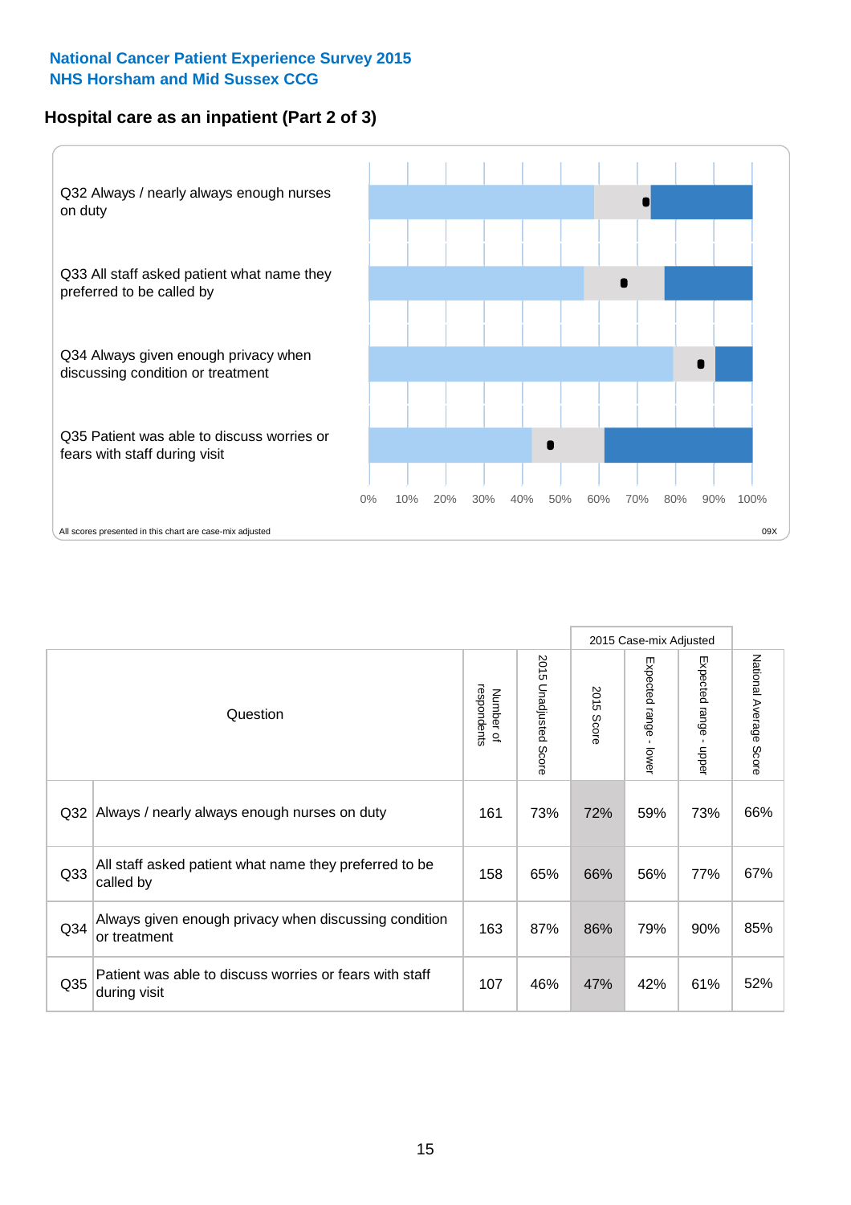**National Cancer Patient Experience Survey 2015**
**NHS Horsham and Mid Sussex CCG**

## Hospital care as an inpatient (Part 2 of 3)

Q32 Always / nearly always enough nurses on duty

Q33 All staff asked patient what name they preferred to be called by

Q34 Always given enough privacy when discussing condition or treatment

Q35 Patient was able to discuss worries or fears with staff during visit

0% 10% 20% 30% 40% 50% 60% 70% 80% 90% 100%

All scores presented in this chart are case-mix adjusted

09X

| Question | | Number of respondents | 2015 Unadjusted Score | 2015 Case-mix Adjusted 2015 Score | 2015 Case-mix Adjusted Expected range - lower | 2015 Case-mix Adjusted Expected range - upper | National Average Score |
|---|---|---|---|---|---|---|---|
| Q32 | Always / nearly always enough nurses on duty | 161 | 73% | 72% | 59% | 73% | 66% |
| Q33 | All staff asked patient what name they preferred to be called by | 158 | 65% | 66% | 56% | 77% | 67% |
| Q34 | Always given enough privacy when discussing condition or treatment | 163 | 87% | 86% | 79% | 90% | 85% |
| Q35 | Patient was able to discuss worries or fears with staff during visit | 107 | 46% | 47% | 42% | 61% | 52% |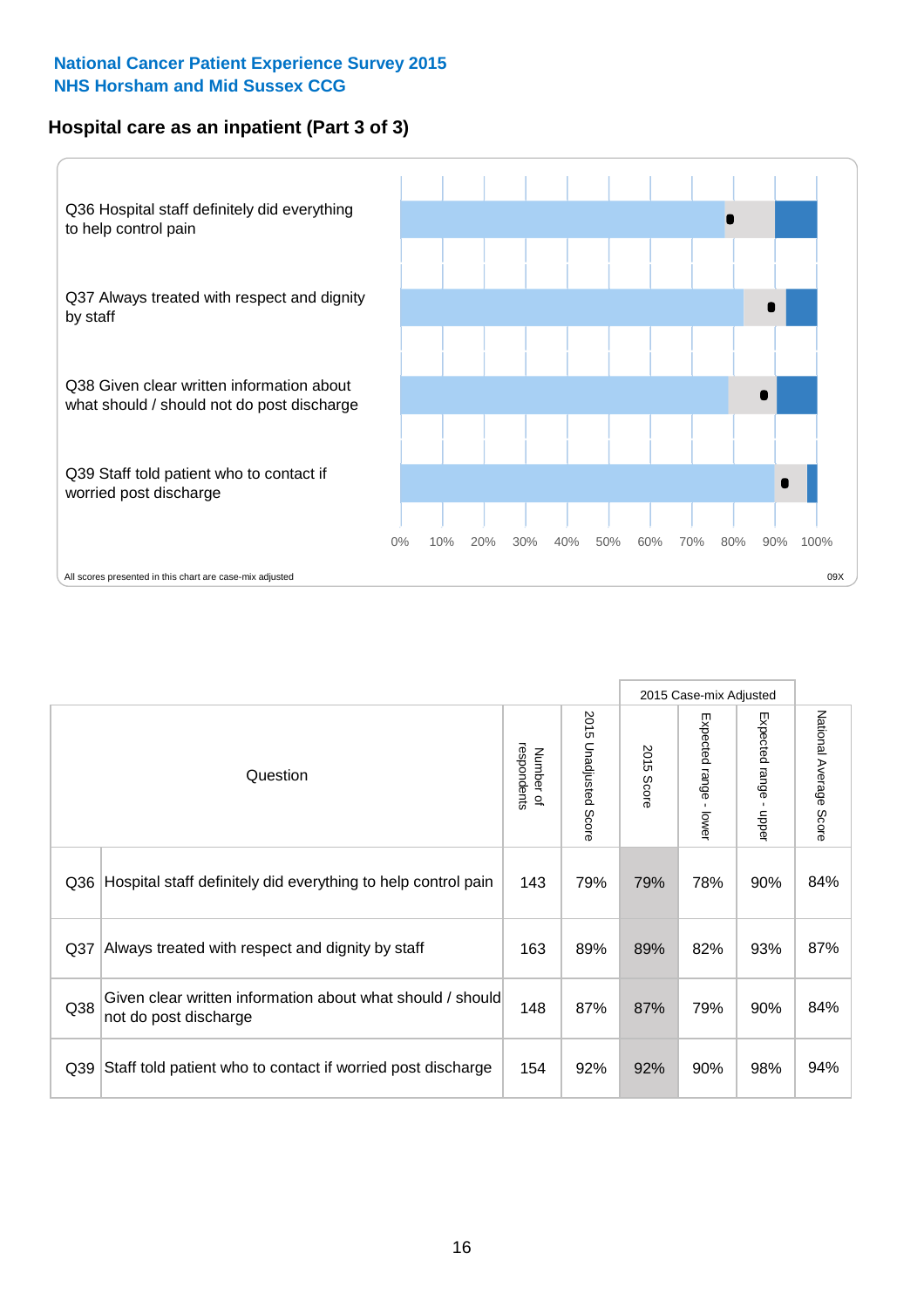**National Cancer Patient Experience Survey 2015**
**NHS Horsham and Mid Sussex CCG**

## Hospital care as an inpatient (Part 3 of 3)

Q36 Hospital staff definitely did everything to help control pain

Q37 Always treated with respect and dignity by staff

Q38 Given clear written information about what should / should not do post discharge

Q39 Staff told patient who to contact if worried post discharge

0% 10% 20% 30% 40% 50% 60% 70% 80% 90% 100%

All scores presented in this chart are case-mix adjusted

09X

| Question | | Number of respondents | 2015 Unadjusted Score | 2015 Case-mix Adjusted: 2015 Score | 2015 Case-mix Adjusted: Expected range - lower | 2015 Case-mix Adjusted: Expected range - upper | National Average Score |
|---|---|---|---|---|---|---|---|
| Q36 | Hospital staff definitely did everything to help control pain | 143 | 79% | 79% | 78% | 90% | 84% |
| Q37 | Always treated with respect and dignity by staff | 163 | 89% | 89% | 82% | 93% | 87% |
| Q38 | Given clear written information about what should / should not do post discharge | 148 | 87% | 87% | 79% | 90% | 84% |
| Q39 | Staff told patient who to contact if worried post discharge | 154 | 92% | 92% | 90% | 98% | 94% |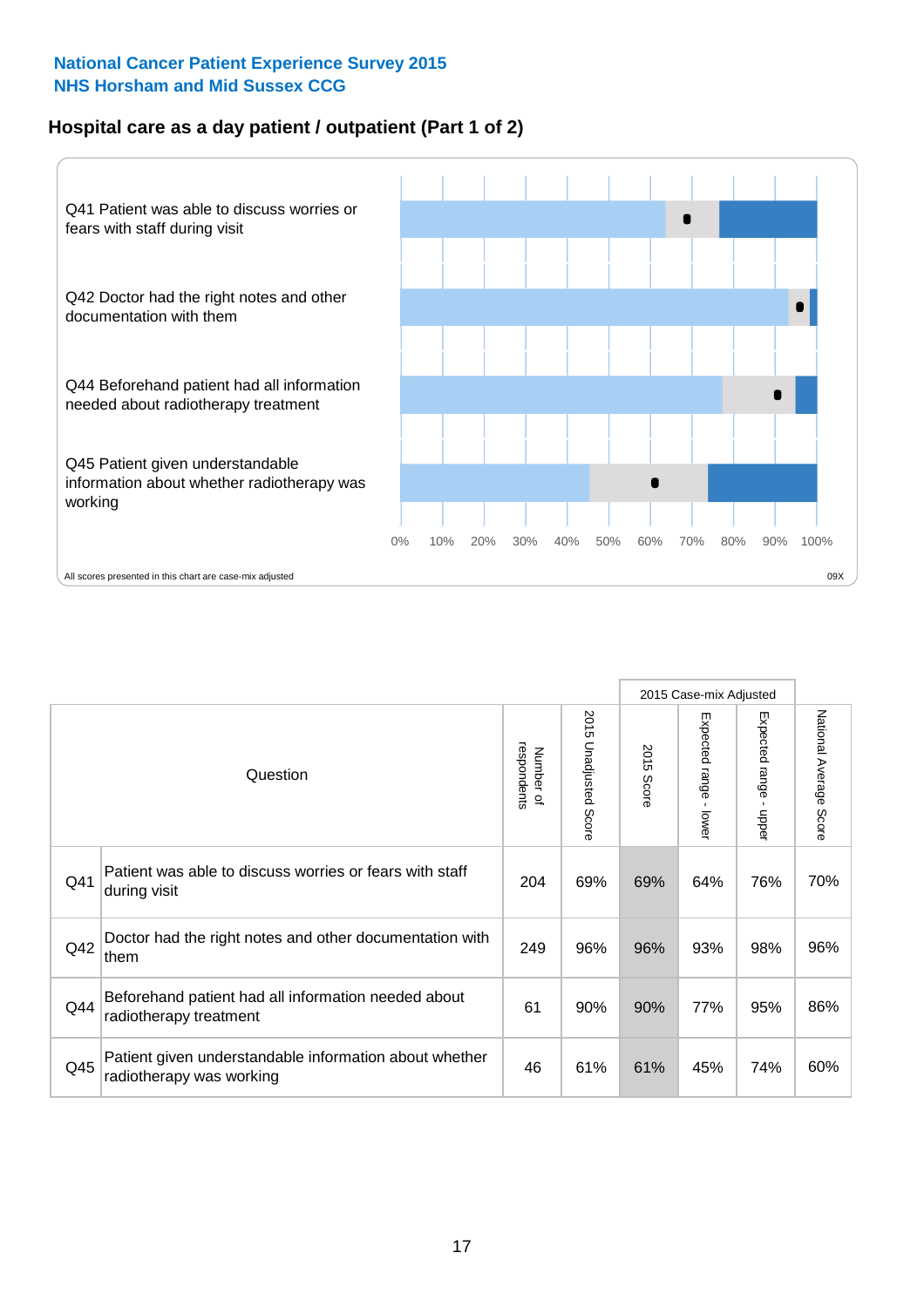National Cancer Patient Experience Survey 2015
NHS Horsham and Mid Sussex CCG

## Hospital care as a day patient / outpatient (Part 1 of 2)

Q41 Patient was able to discuss worries or fears with staff during visit

Q42 Doctor had the right notes and other documentation with them

Q44 Beforehand patient had all information needed about radiotherapy treatment

Q45 Patient given understandable information about whether radiotherapy was working

0% 10% 20% 30% 40% 50% 60% 70% 80% 90% 100%

All scores presented in this chart are case-mix adjusted

09X

| Question | | Number of respondents | 2015 Unadjusted Score | 2015 Case-mix Adjusted | | | National Average Score |
|---|---|---|---|---|---|---|---|
| | | | | 2015 Score | Expected range - lower | Expected range - upper | |
| Q41 | Patient was able to discuss worries or fears with staff during visit | 204 | 69% | 69% | 64% | 76% | 70% |
| Q42 | Doctor had the right notes and other documentation with them | 249 | 96% | 96% | 93% | 98% | 96% |
| Q44 | Beforehand patient had all information needed about radiotherapy treatment | 61 | 90% | 90% | 77% | 95% | 86% |
| Q45 | Patient given understandable information about whether radiotherapy was working | 46 | 61% | 61% | 45% | 74% | 60% |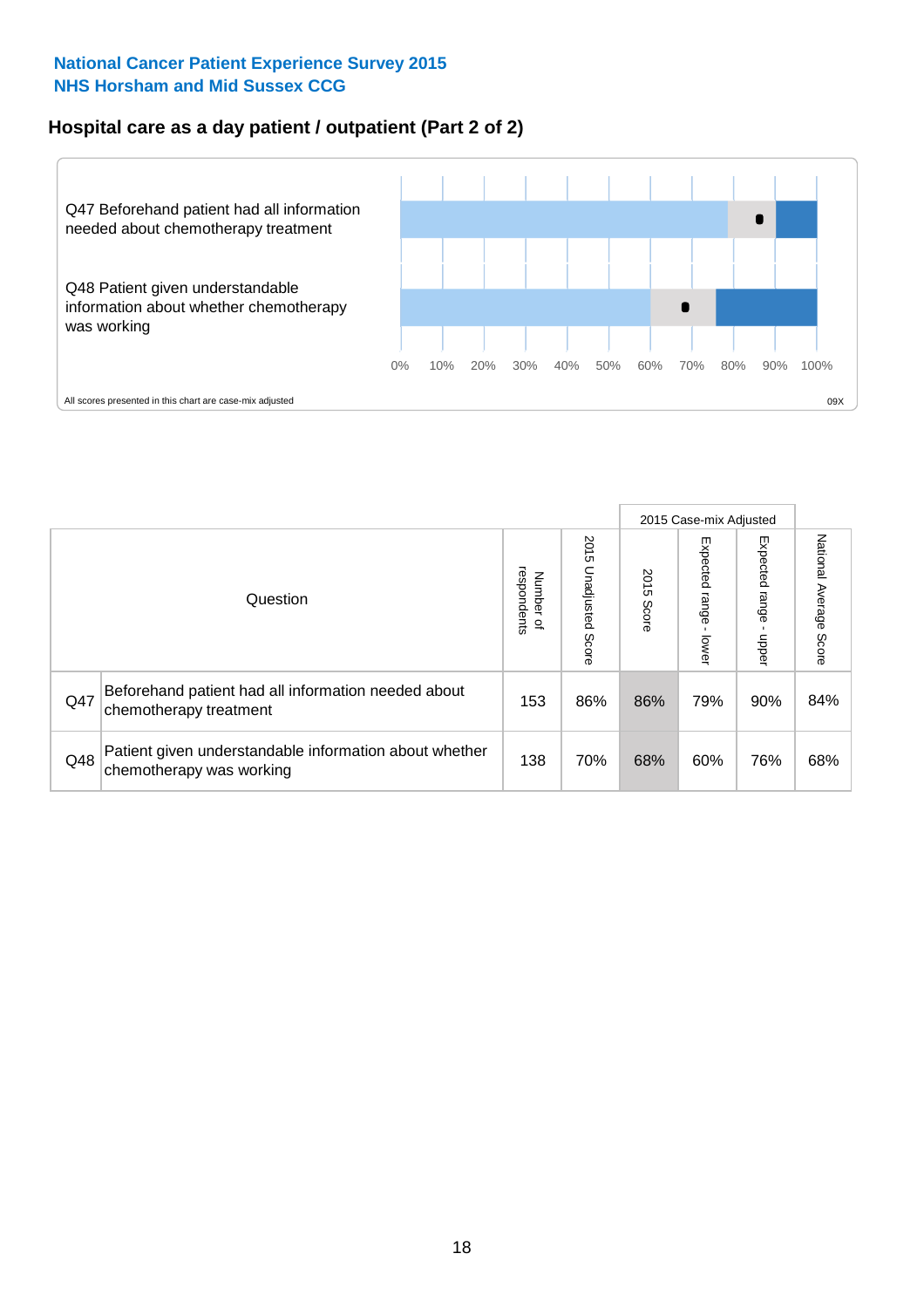**National Cancer Patient Experience Survey 2015**
**NHS Horsham and Mid Sussex CCG**

## Hospital care as a day patient / outpatient (Part 2 of 2)

Q47 Beforehand patient had all information needed about chemotherapy treatment

Q48 Patient given understandable information about whether chemotherapy was working

0% 10% 20% 30% 40% 50% 60% 70% 80% 90% 100%

All scores presented in this chart are case-mix adjusted

09X

| | Question | Number of respondents | 2015 Unadjusted Score | 2015 Case-mix Adjusted | | | National Average Score |
|---|---|---|---|---|---|---|---|
| | | | | 2015 Score | Expected range - lower | Expected range - upper | |
| Q47 | Beforehand patient had all information needed about chemotherapy treatment | 153 | 86% | 86% | 79% | 90% | 84% |
| Q48 | Patient given understandable information about whether chemotherapy was working | 138 | 70% | 68% | 60% | 76% | 68% |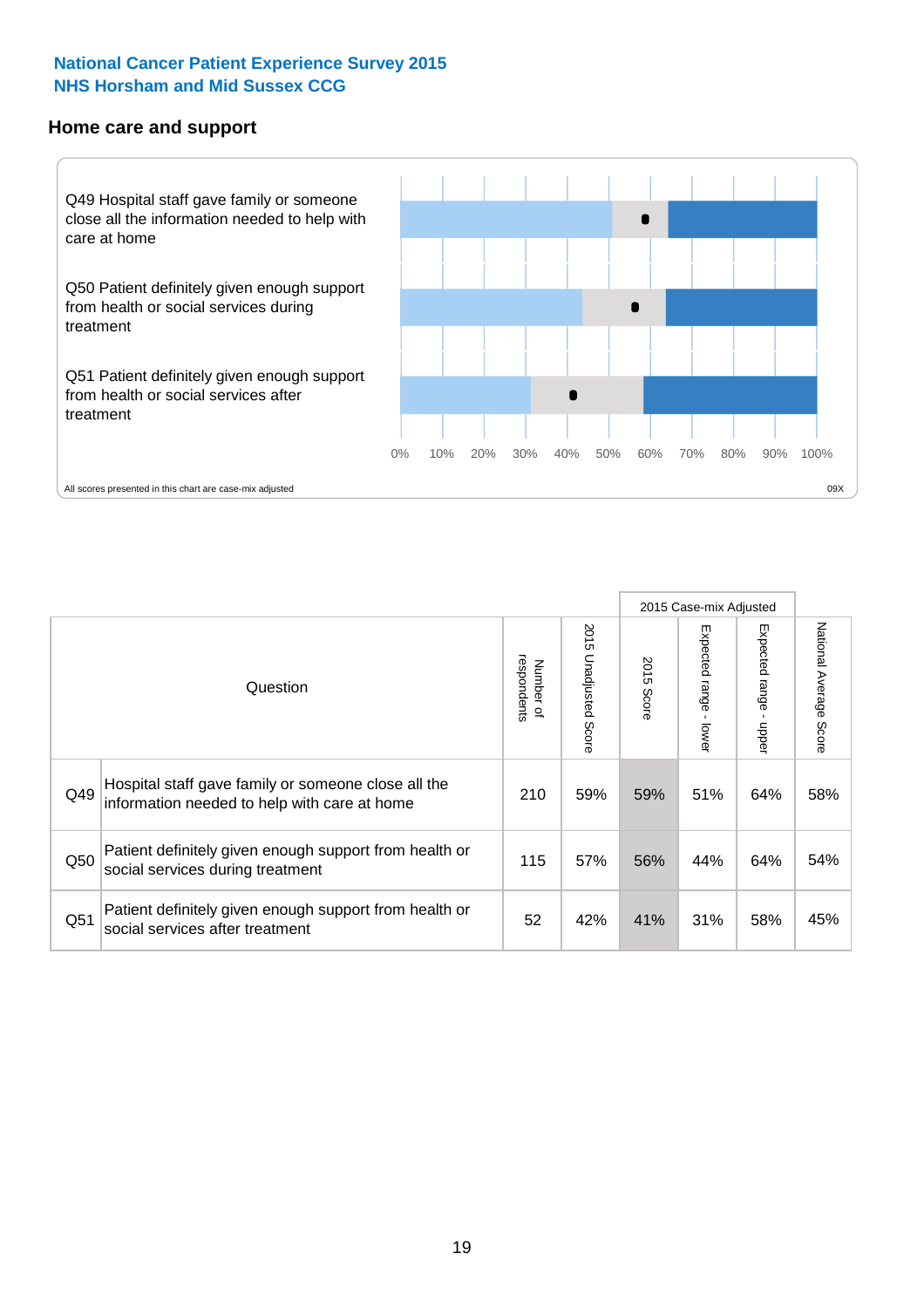**National Cancer Patient Experience Survey 2015**
**NHS Horsham and Mid Sussex CCG**

## Home care and support

Q49 Hospital staff gave family or someone close all the information needed to help with care at home

Q50 Patient definitely given enough support from health or social services during treatment

Q51 Patient definitely given enough support from health or social services after treatment

0% 10% 20% 30% 40% 50% 60% 70% 80% 90% 100%

All scores presented in this chart are case-mix adjusted

09X

| | Question | Number of respondents | 2015 Unadjusted Score | 2015 Case-mix Adjusted | | | National Average Score |
|---|---|---|---|---|---|---|---|
| | | | | 2015 Score | Expected range - lower | Expected range - upper | |
| Q49 | Hospital staff gave family or someone close all the information needed to help with care at home | 210 | 59% | 59% | 51% | 64% | 58% |
| Q50 | Patient definitely given enough support from health or social services during treatment | 115 | 57% | 56% | 44% | 64% | 54% |
| Q51 | Patient definitely given enough support from health or social services after treatment | 52 | 42% | 41% | 31% | 58% | 45% |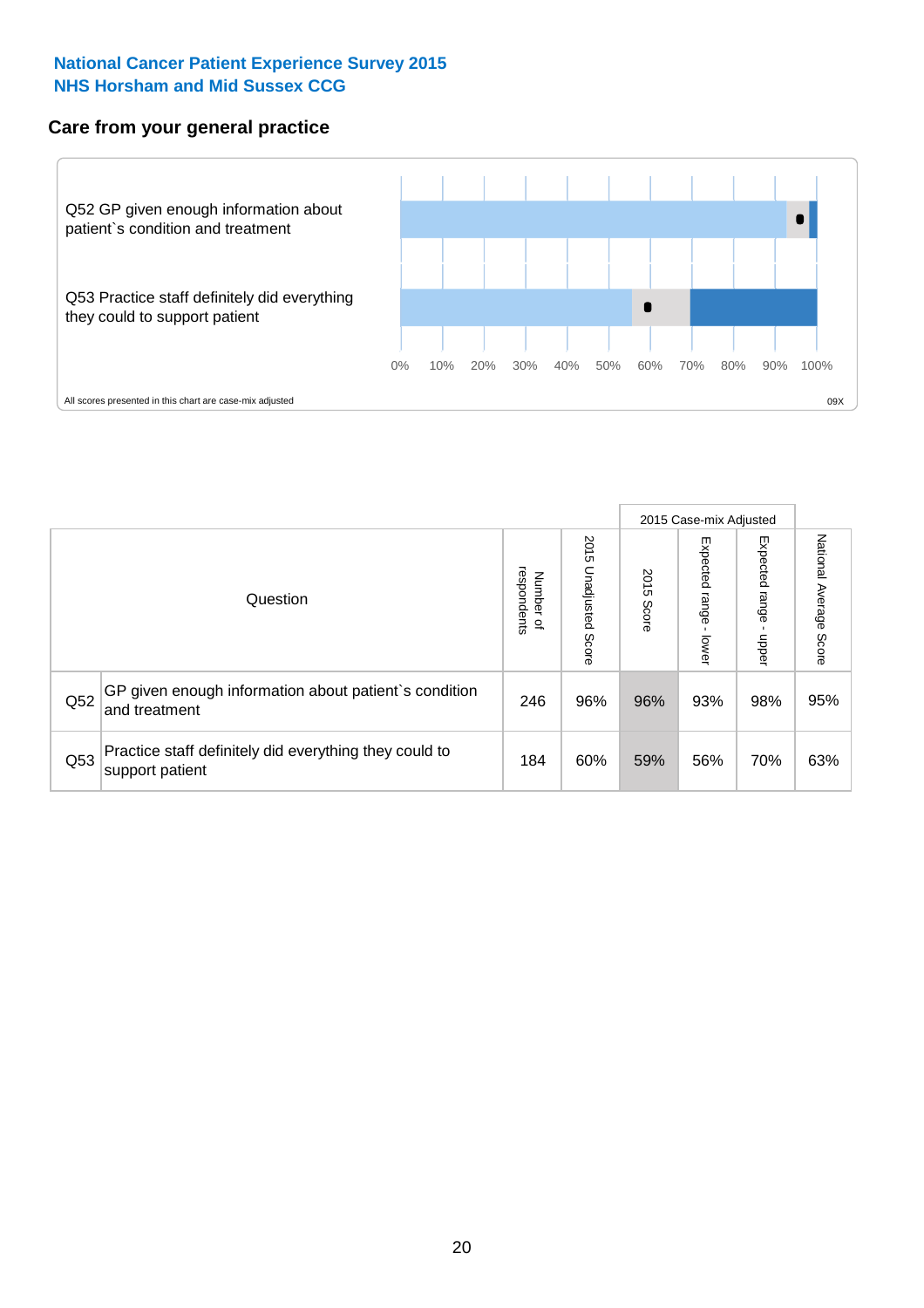**National Cancer Patient Experience Survey 2015**
**NHS Horsham and Mid Sussex CCG**

## Care from your general practice

Q52 GP given enough information about patient`s condition and treatment

Q53 Practice staff definitely did everything they could to support patient

0% 10% 20% 30% 40% 50% 60% 70% 80% 90% 100%

All scores presented in this chart are case-mix adjusted

09X

| Question | | Number of respondents | 2015 Unadjusted Score | 2015 Case-mix Adjusted | | | National Average Score |
|---|---|---|---|---|---|---|---|
| | | | | 2015 Score | Expected range - lower | Expected range - upper | |
| Q52 | GP given enough information about patient`s condition and treatment | 246 | 96% | 96% | 93% | 98% | 95% |
| Q53 | Practice staff definitely did everything they could to support patient | 184 | 60% | 59% | 56% | 70% | 63% |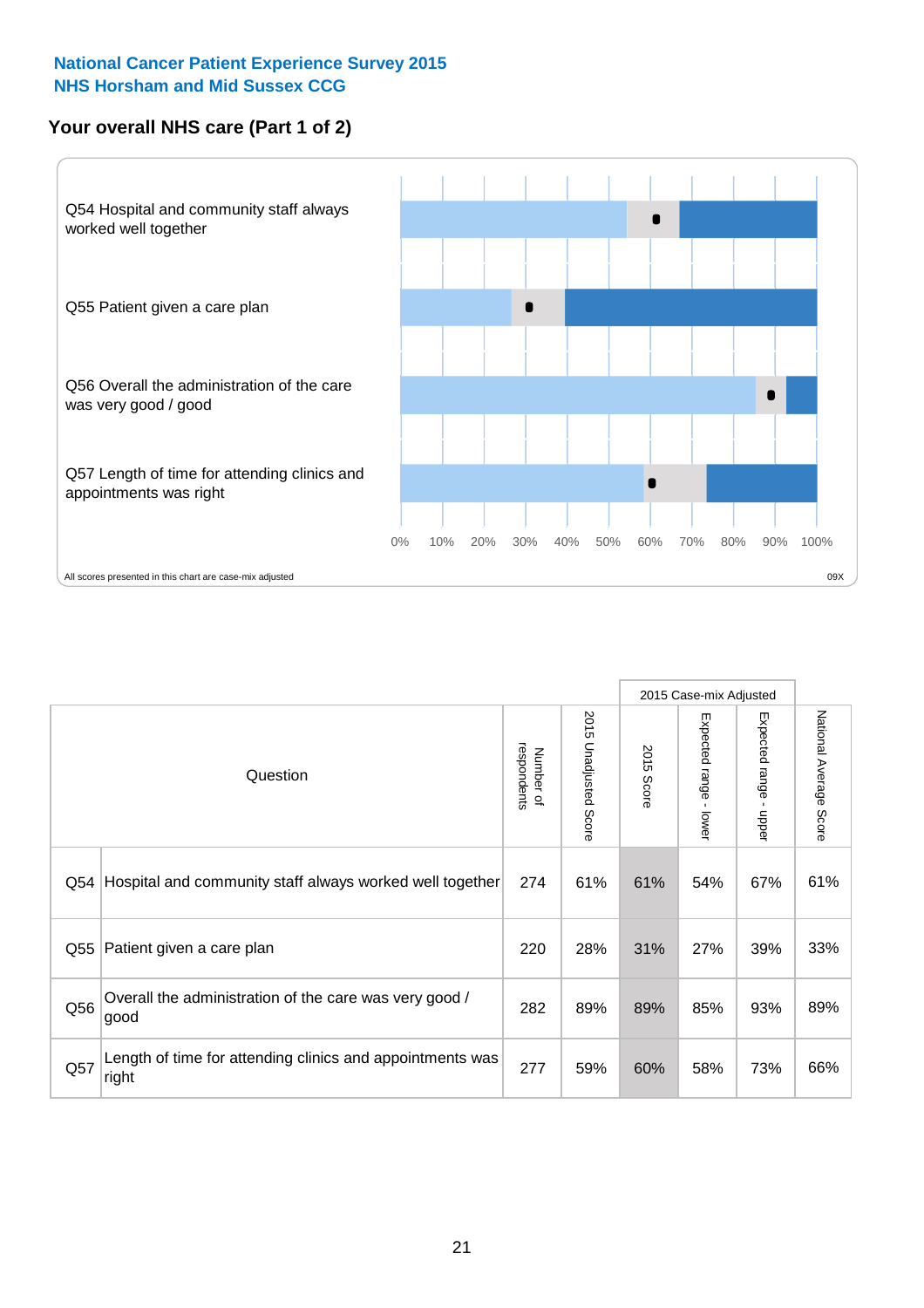National Cancer Patient Experience Survey 2015
NHS Horsham and Mid Sussex CCG

## Your overall NHS care (Part 1 of 2)

Q54 Hospital and community staff always worked well together

Q55 Patient given a care plan

Q56 Overall the administration of the care was very good / good

Q57 Length of time for attending clinics and appointments was right

0% 10% 20% 30% 40% 50% 60% 70% 80% 90% 100%

All scores presented in this chart are case-mix adjusted

09X

| Question | | Number of respondents | 2015 Unadjusted Score | 2015 Case-mix Adjusted | | | National Average Score |
|---|---|---|---|---|---|---|---|
| | | | | 2015 Score | Expected range - lower | Expected range - upper | |
| Q54 | Hospital and community staff always worked well together | 274 | 61% | 61% | 54% | 67% | 61% |
| Q55 | Patient given a care plan | 220 | 28% | 31% | 27% | 39% | 33% |
| Q56 | Overall the administration of the care was very good / good | 282 | 89% | 89% | 85% | 93% | 89% |
| Q57 | Length of time for attending clinics and appointments was right | 277 | 59% | 60% | 58% | 73% | 66% |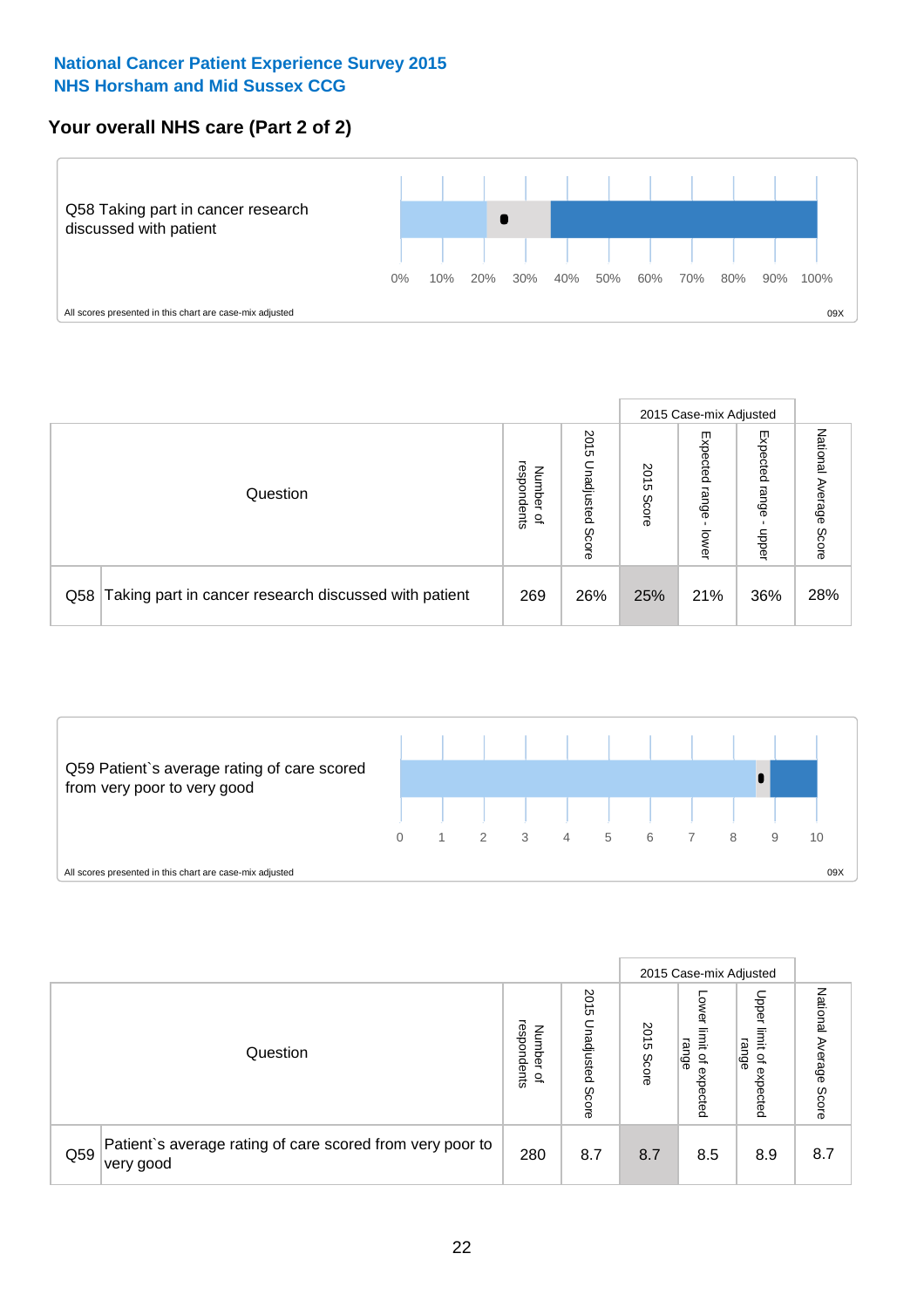**National Cancer Patient Experience Survey 2015**
**NHS Horsham and Mid Sussex CCG**

## Your overall NHS care (Part 2 of 2)

Q58 Taking part in cancer research discussed with patient

0% 10% 20% 30% 40% 50% 60% 70% 80% 90% 100%

All scores presented in this chart are case-mix adjusted

09X

| Question | | Number of respondents | 2015 Unadjusted Score | 2015 Case-mix Adjusted | | | National Average Score |
|---|---|---|---|---|---|---|---|
| | | | | 2015 Score | Expected range - lower | Expected range - upper | |
| Q58 | Taking part in cancer research discussed with patient | 269 | 26% | 25% | 21% | 36% | 28% |

Q59 Patient`s average rating of care scored from very poor to very good

0 1 2 3 4 5 6 7 8 9 10

All scores presented in this chart are case-mix adjusted

09X

| Question | | Number of respondents | 2015 Unadjusted Score | 2015 Case-mix Adjusted | | | National Average Score |
|---|---|---|---|---|---|---|---|
| | | | | 2015 Score | Lower limit of expected range | Upper limit of expected range | |
| Q59 | Patient`s average rating of care scored from very poor to very good | 280 | 8.7 | 8.7 | 8.5 | 8.9 | 8.7 |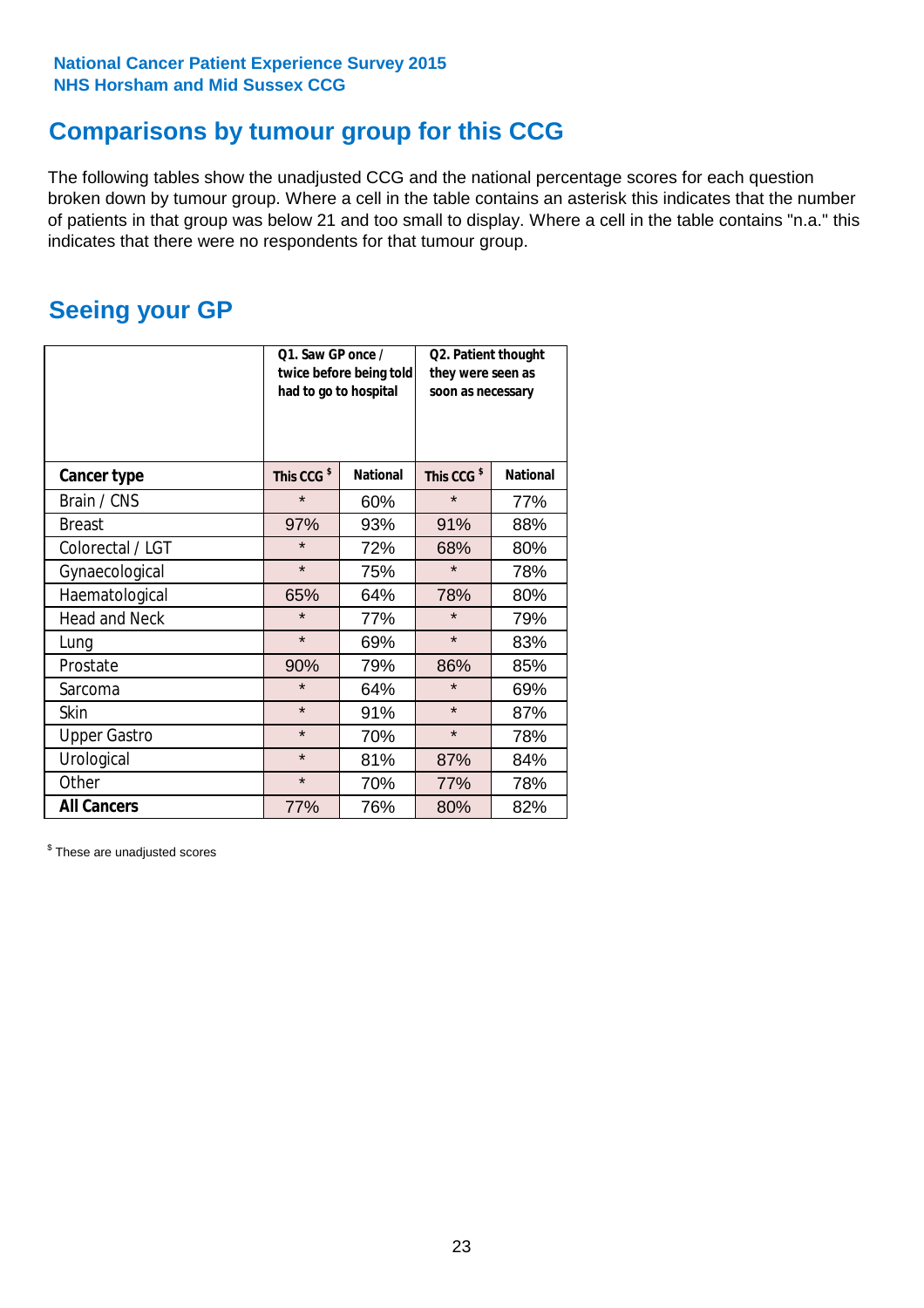National Cancer Patient Experience Survey 2015
NHS Horsham and Mid Sussex CCG

## Comparisons by tumour group for this CCG

The following tables show the unadjusted CCG and the national percentage scores for each question broken down by tumour group. Where a cell in the table contains an asterisk this indicates that the number of patients in that group was below 21 and too small to display. Where a cell in the table contains "n.a." this indicates that there were no respondents for that tumour group.

## Seeing your GP

| | Q1. Saw GP once / twice before being told had to go to hospital | | Q2. Patient thought they were seen as soon as necessary | |
|---|---|---|---|---|
| **Cancer type** | This CCG $ | National | This CCG $ | National |
| Brain / CNS | * | 60% | * | 77% |
| Breast | 97% | 93% | 91% | 88% |
| Colorectal / LGT | * | 72% | 68% | 80% |
| Gynaecological | * | 75% | * | 78% |
| Haematological | 65% | 64% | 78% | 80% |
| Head and Neck | * | 77% | * | 79% |
| Lung | * | 69% | * | 83% |
| Prostate | 90% | 79% | 86% | 85% |
| Sarcoma | * | 64% | * | 69% |
| Skin | * | 91% | * | 87% |
| Upper Gastro | * | 70% | * | 78% |
| Urological | * | 81% | 87% | 84% |
| Other | * | 70% | 77% | 78% |
| **All Cancers** | 77% | 76% | 80% | 82% |

$ These are unadjusted scores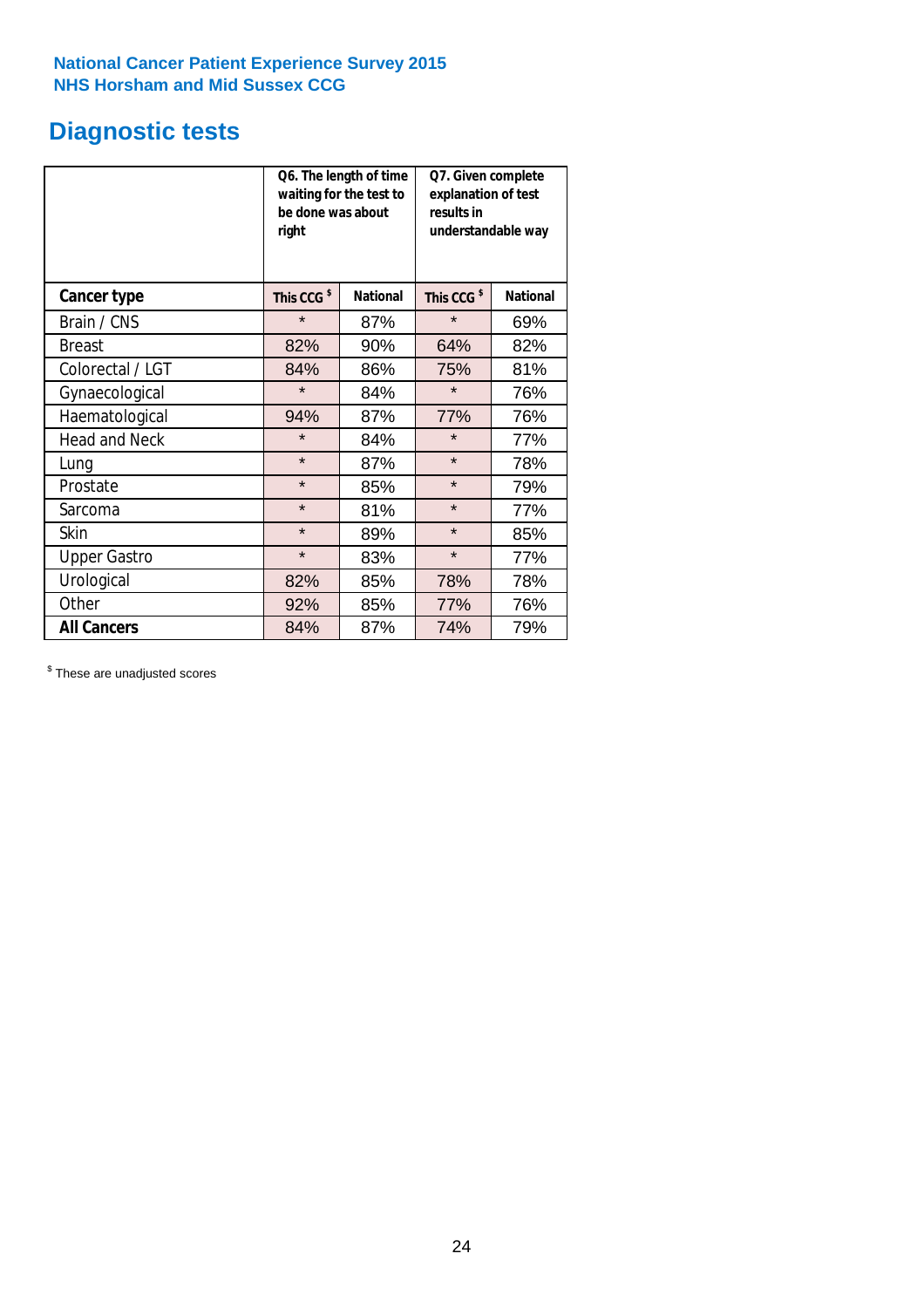**National Cancer Patient Experience Survey 2015**
**NHS Horsham and Mid Sussex CCG**

# Diagnostic tests

| | Q6. The length of time waiting for the test to be done was about right | | Q7. Given complete explanation of test results in understandable way | |
|---|---|---|---|---|
| **Cancer type** | **This CCG $** | **National** | **This CCG $** | **National** |
| Brain / CNS | * | 87% | * | 69% |
| Breast | 82% | 90% | 64% | 82% |
| Colorectal / LGT | 84% | 86% | 75% | 81% |
| Gynaecological | * | 84% | * | 76% |
| Haematological | 94% | 87% | 77% | 76% |
| Head and Neck | * | 84% | * | 77% |
| Lung | * | 87% | * | 78% |
| Prostate | * | 85% | * | 79% |
| Sarcoma | * | 81% | * | 77% |
| Skin | * | 89% | * | 85% |
| Upper Gastro | * | 83% | * | 77% |
| Urological | 82% | 85% | 78% | 78% |
| Other | 92% | 85% | 77% | 76% |
| **All Cancers** | 84% | 87% | 74% | 79% |

$ These are unadjusted scores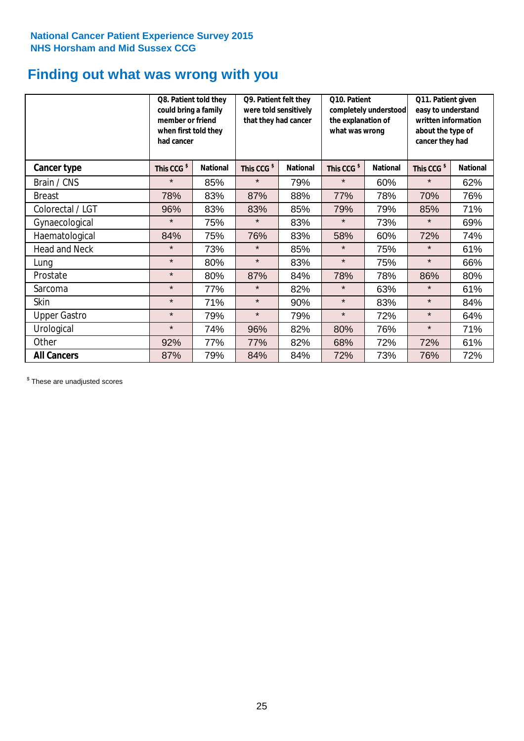National Cancer Patient Experience Survey 2015
NHS Horsham and Mid Sussex CCG

# Finding out what was wrong with you

| | Q8. Patient told they could bring a family member or friend when first told they had cancer | | Q9. Patient felt they were told sensitively that they had cancer | | Q10. Patient completely understood the explanation of what was wrong | | Q11. Patient given easy to understand written information about the type of cancer they had | |
|---|---|---|---|---|---|---|---|---|
| **Cancer type** | This CCG $ | National | This CCG $ | National | This CCG $ | National | This CCG $ | National |
| Brain / CNS | * | 85% | * | 79% | * | 60% | * | 62% |
| Breast | 78% | 83% | 87% | 88% | 77% | 78% | 70% | 76% |
| Colorectal / LGT | 96% | 83% | 83% | 85% | 79% | 79% | 85% | 71% |
| Gynaecological | * | 75% | * | 83% | * | 73% | * | 69% |
| Haematological | 84% | 75% | 76% | 83% | 58% | 60% | 72% | 74% |
| Head and Neck | * | 73% | * | 85% | * | 75% | * | 61% |
| Lung | * | 80% | * | 83% | * | 75% | * | 66% |
| Prostate | * | 80% | 87% | 84% | 78% | 78% | 86% | 80% |
| Sarcoma | * | 77% | * | 82% | * | 63% | * | 61% |
| Skin | * | 71% | * | 90% | * | 83% | * | 84% |
| Upper Gastro | * | 79% | * | 79% | * | 72% | * | 64% |
| Urological | * | 74% | 96% | 82% | 80% | 76% | * | 71% |
| Other | 92% | 77% | 77% | 82% | 68% | 72% | 72% | 61% |
| **All Cancers** | 87% | 79% | 84% | 84% | 72% | 73% | 76% | 72% |

$ These are unadjusted scores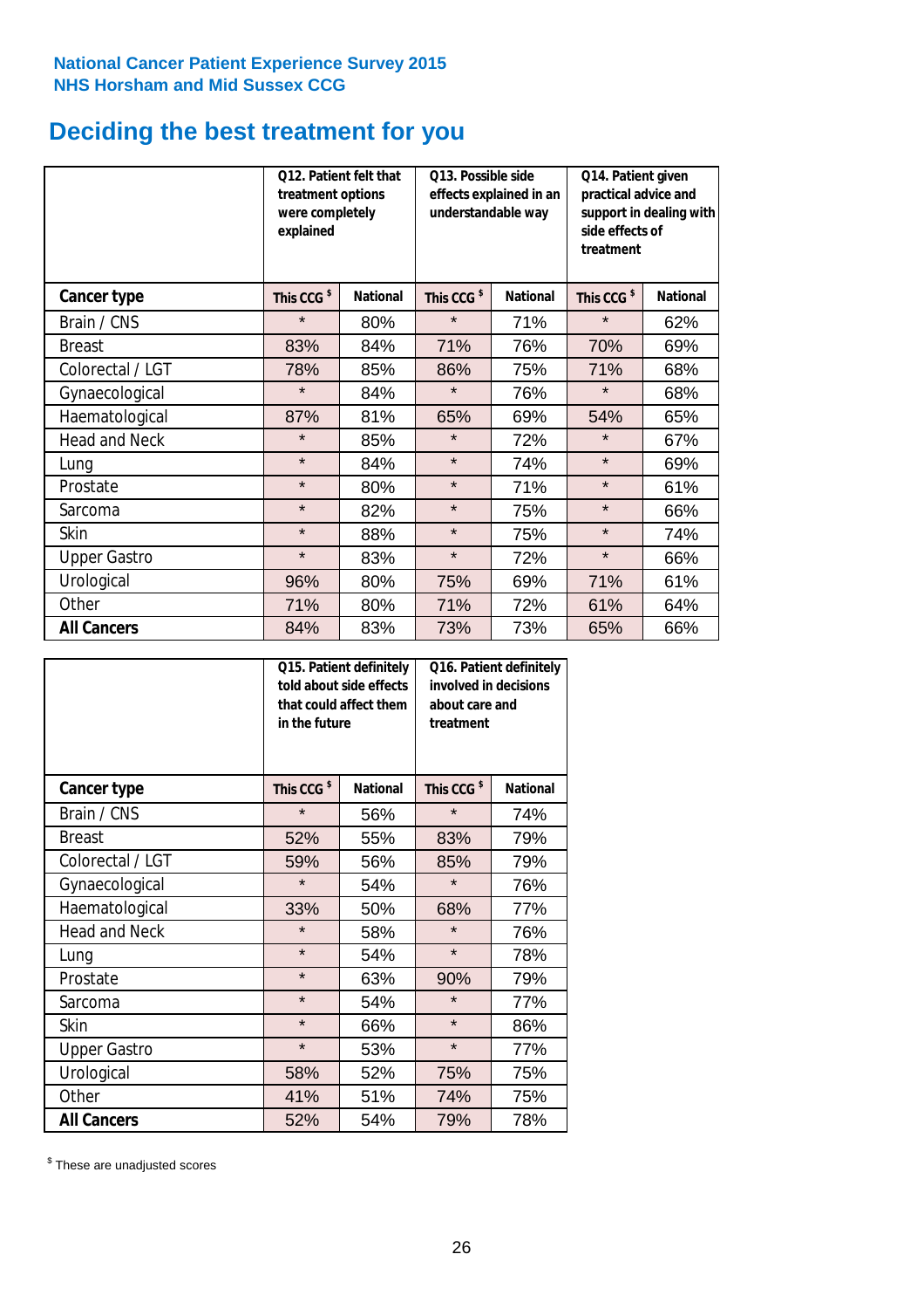National Cancer Patient Experience Survey 2015
NHS Horsham and Mid Sussex CCG

# Deciding the best treatment for you

| | Q12. Patient felt that treatment options were completely explained | | Q13. Possible side effects explained in an understandable way | | Q14. Patient given practical advice and support in dealing with side effects of treatment | |
|---|---|---|---|---|---|---|
| **Cancer type** | **This CCG $** | **National** | **This CCG $** | **National** | **This CCG $** | **National** |
| Brain / CNS | * | 80% | * | 71% | * | 62% |
| Breast | 83% | 84% | 71% | 76% | 70% | 69% |
| Colorectal / LGT | 78% | 85% | 86% | 75% | 71% | 68% |
| Gynaecological | * | 84% | * | 76% | * | 68% |
| Haematological | 87% | 81% | 65% | 69% | 54% | 65% |
| Head and Neck | * | 85% | * | 72% | * | 67% |
| Lung | * | 84% | * | 74% | * | 69% |
| Prostate | * | 80% | * | 71% | * | 61% |
| Sarcoma | * | 82% | * | 75% | * | 66% |
| Skin | * | 88% | * | 75% | * | 74% |
| Upper Gastro | * | 83% | * | 72% | * | 66% |
| Urological | 96% | 80% | 75% | 69% | 71% | 61% |
| Other | 71% | 80% | 71% | 72% | 61% | 64% |
| **All Cancers** | 84% | 83% | 73% | 73% | 65% | 66% |

| | Q15. Patient definitely told about side effects that could affect them in the future | | Q16. Patient definitely involved in decisions about care and treatment | |
|---|---|---|---|---|
| **Cancer type** | **This CCG $** | **National** | **This CCG $** | **National** |
| Brain / CNS | * | 56% | * | 74% |
| Breast | 52% | 55% | 83% | 79% |
| Colorectal / LGT | 59% | 56% | 85% | 79% |
| Gynaecological | * | 54% | * | 76% |
| Haematological | 33% | 50% | 68% | 77% |
| Head and Neck | * | 58% | * | 76% |
| Lung | * | 54% | * | 78% |
| Prostate | * | 63% | 90% | 79% |
| Sarcoma | * | 54% | * | 77% |
| Skin | * | 66% | * | 86% |
| Upper Gastro | * | 53% | * | 77% |
| Urological | 58% | 52% | 75% | 75% |
| Other | 41% | 51% | 74% | 75% |
| **All Cancers** | 52% | 54% | 79% | 78% |

$ These are unadjusted scores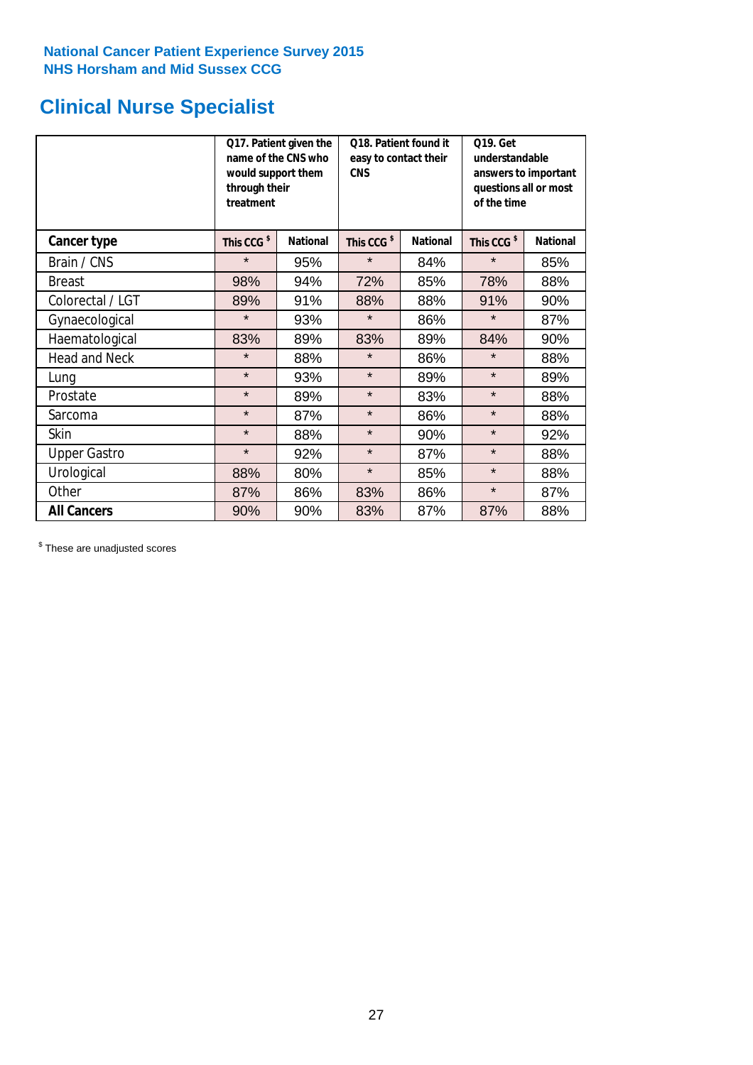National Cancer Patient Experience Survey 2015
NHS Horsham and Mid Sussex CCG

# Clinical Nurse Specialist

| | Q17. Patient given the name of the CNS who would support them through their treatment | | Q18. Patient found it easy to contact their CNS | | Q19. Get understandable answers to important questions all or most of the time | |
|---|---|---|---|---|---|---|
| **Cancer type** | **This CCG $** | **National** | **This CCG $** | **National** | **This CCG $** | **National** |
| Brain / CNS | * | 95% | * | 84% | * | 85% |
| Breast | 98% | 94% | 72% | 85% | 78% | 88% |
| Colorectal / LGT | 89% | 91% | 88% | 88% | 91% | 90% |
| Gynaecological | * | 93% | * | 86% | * | 87% |
| Haematological | 83% | 89% | 83% | 89% | 84% | 90% |
| Head and Neck | * | 88% | * | 86% | * | 88% |
| Lung | * | 93% | * | 89% | * | 89% |
| Prostate | * | 89% | * | 83% | * | 88% |
| Sarcoma | * | 87% | * | 86% | * | 88% |
| Skin | * | 88% | * | 90% | * | 92% |
| Upper Gastro | * | 92% | * | 87% | * | 88% |
| Urological | 88% | 80% | * | 85% | * | 88% |
| Other | 87% | 86% | 83% | 86% | * | 87% |
| **All Cancers** | 90% | 90% | 83% | 87% | 87% | 88% |

$ These are unadjusted scores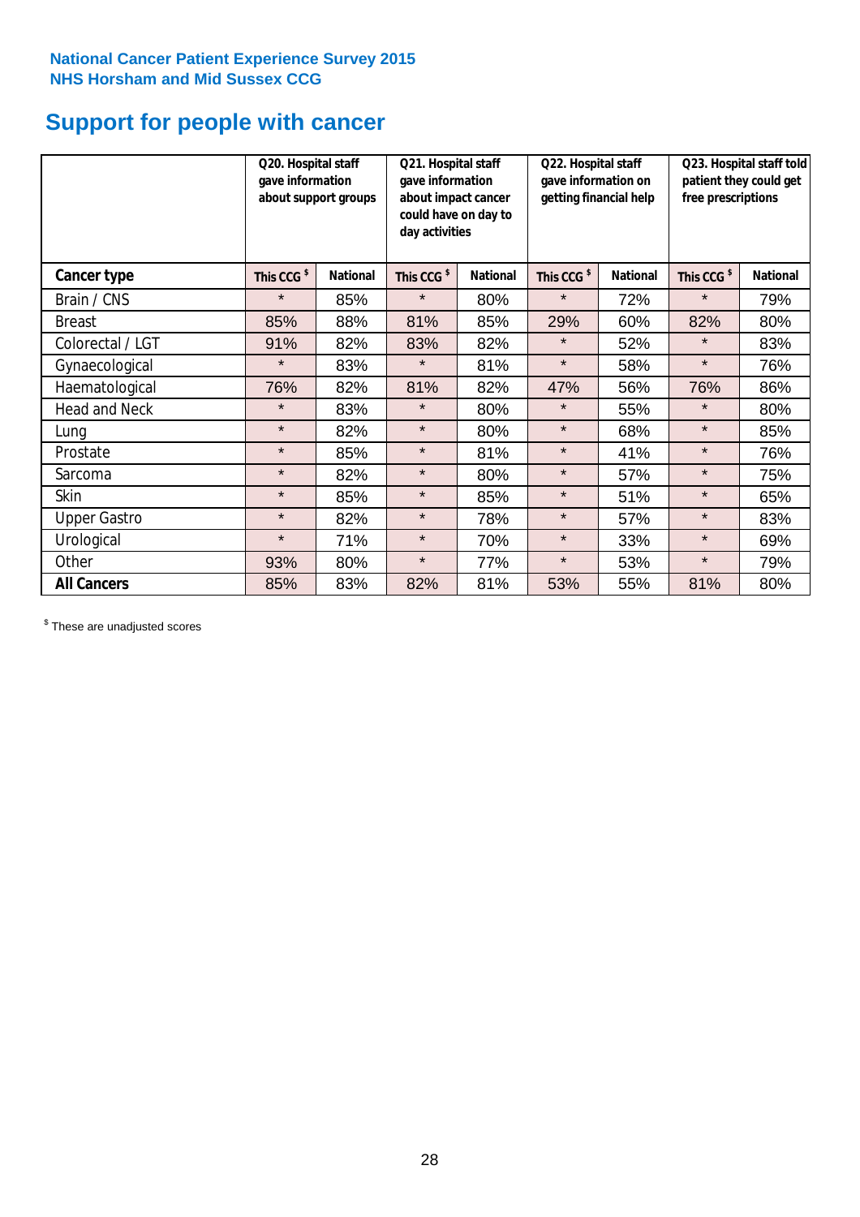**National Cancer Patient Experience Survey 2015**
**NHS Horsham and Mid Sussex CCG**

# Support for people with cancer

| | Q20. Hospital staff gave information about support groups | | Q21. Hospital staff gave information about impact cancer could have on day to day activities | | Q22. Hospital staff gave information on getting financial help | | Q23. Hospital staff told patient they could get free prescriptions | |
|---|---|---|---|---|---|---|---|---|
| **Cancer type** | **This CCG $** | **National** | **This CCG $** | **National** | **This CCG $** | **National** | **This CCG $** | **National** |
| Brain / CNS | * | 85% | * | 80% | * | 72% | * | 79% |
| Breast | 85% | 88% | 81% | 85% | 29% | 60% | 82% | 80% |
| Colorectal / LGT | 91% | 82% | 83% | 82% | * | 52% | * | 83% |
| Gynaecological | * | 83% | * | 81% | * | 58% | * | 76% |
| Haematological | 76% | 82% | 81% | 82% | 47% | 56% | 76% | 86% |
| Head and Neck | * | 83% | * | 80% | * | 55% | * | 80% |
| Lung | * | 82% | * | 80% | * | 68% | * | 85% |
| Prostate | * | 85% | * | 81% | * | 41% | * | 76% |
| Sarcoma | * | 82% | * | 80% | * | 57% | * | 75% |
| Skin | * | 85% | * | 85% | * | 51% | * | 65% |
| Upper Gastro | * | 82% | * | 78% | * | 57% | * | 83% |
| Urological | * | 71% | * | 70% | * | 33% | * | 69% |
| Other | 93% | 80% | * | 77% | * | 53% | * | 79% |
| **All Cancers** | 85% | 83% | 82% | 81% | 53% | 55% | 81% | 80% |

$ These are unadjusted scores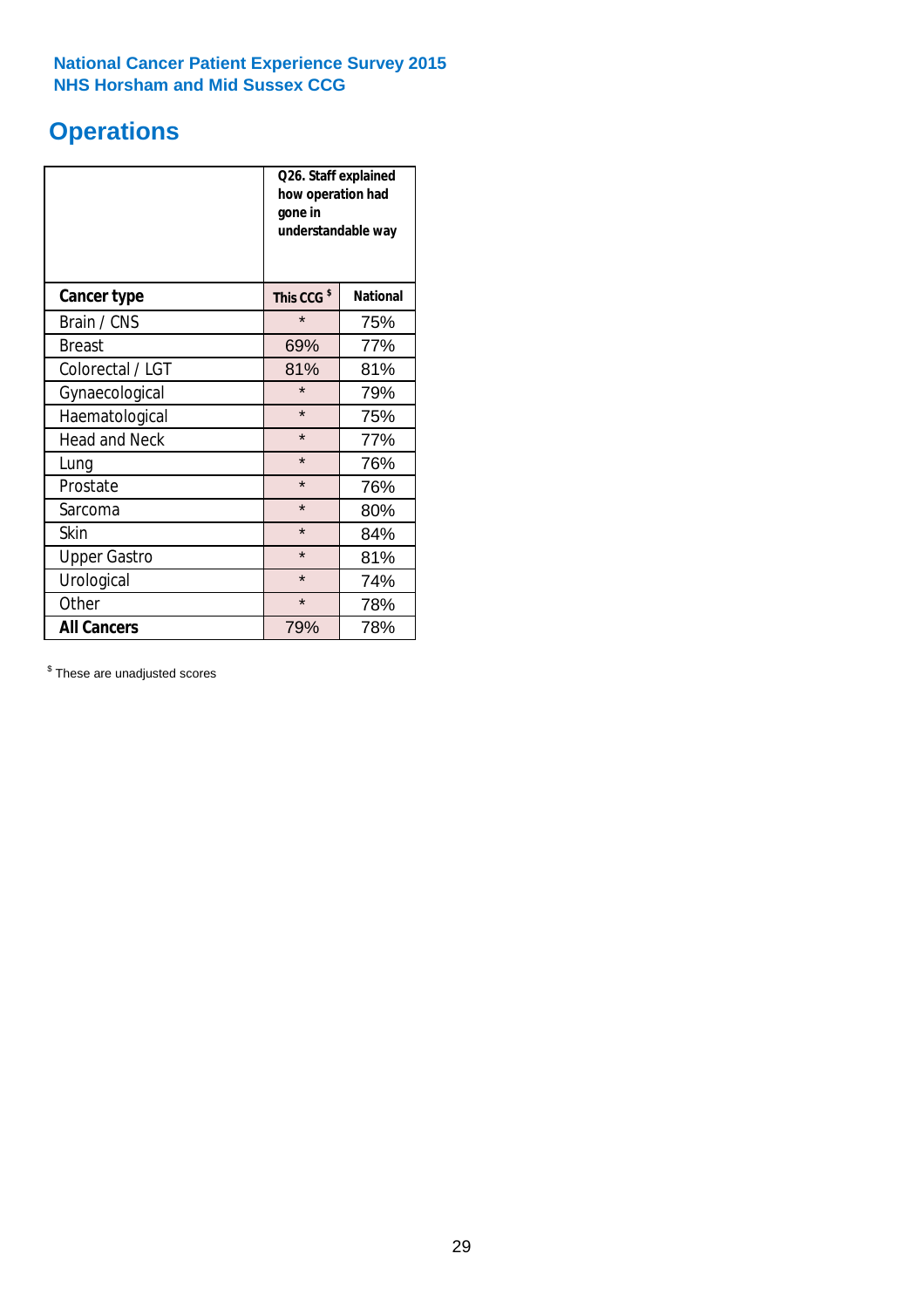**National Cancer Patient Experience Survey 2015**
**NHS Horsham and Mid Sussex CCG**

# Operations

| | Q26. Staff explained how operation had gone in understandable way | |
|---|---|---|
| **Cancer type** | **This CCG [$]** | **National** |
| Brain / CNS | * | 75% |
| Breast | 69% | 77% |
| Colorectal / LGT | 81% | 81% |
| Gynaecological | * | 79% |
| Haematological | * | 75% |
| Head and Neck | * | 77% |
| Lung | * | 76% |
| Prostate | * | 76% |
| Sarcoma | * | 80% |
| Skin | * | 84% |
| Upper Gastro | * | 81% |
| Urological | * | 74% |
| Other | * | 78% |
| **All Cancers** | 79% | 78% |

[$] These are unadjusted scores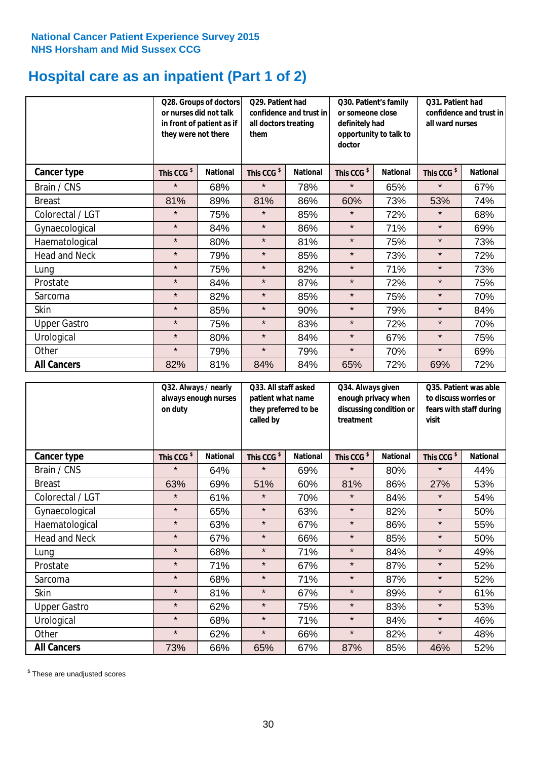**National Cancer Patient Experience Survey 2015**
**NHS Horsham and Mid Sussex CCG**

# Hospital care as an inpatient (Part 1 of 2)

| | Q28. Groups of doctors or nurses did not talk in front of patient as if they were not there | | Q29. Patient had confidence and trust in all doctors treating them | | Q30. Patient's family or someone close definitely had opportunity to talk to doctor | | Q31. Patient had confidence and trust in all ward nurses | |
|---|---|---|---|---|---|---|---|---|
| **Cancer type** | **This CCG $** | **National** | **This CCG $** | **National** | **This CCG $** | **National** | **This CCG $** | **National** |
| Brain / CNS | * | 68% | * | 78% | * | 65% | * | 67% |
| Breast | 81% | 89% | 81% | 86% | 60% | 73% | 53% | 74% |
| Colorectal / LGT | * | 75% | * | 85% | * | 72% | * | 68% |
| Gynaecological | * | 84% | * | 86% | * | 71% | * | 69% |
| Haematological | * | 80% | * | 81% | * | 75% | * | 73% |
| Head and Neck | * | 79% | * | 85% | * | 73% | * | 72% |
| Lung | * | 75% | * | 82% | * | 71% | * | 73% |
| Prostate | * | 84% | * | 87% | * | 72% | * | 75% |
| Sarcoma | * | 82% | * | 85% | * | 75% | * | 70% |
| Skin | * | 85% | * | 90% | * | 79% | * | 84% |
| Upper Gastro | * | 75% | * | 83% | * | 72% | * | 70% |
| Urological | * | 80% | * | 84% | * | 67% | * | 75% |
| Other | * | 79% | * | 79% | * | 70% | * | 69% |
| **All Cancers** | 82% | 81% | 84% | 84% | 65% | 72% | 69% | 72% |

| | Q32. Always / nearly always enough nurses on duty | | Q33. All staff asked patient what name they preferred to be called by | | Q34. Always given enough privacy when discussing condition or treatment | | Q35. Patient was able to discuss worries or fears with staff during visit | |
|---|---|---|---|---|---|---|---|---|
| **Cancer type** | **This CCG $** | **National** | **This CCG $** | **National** | **This CCG $** | **National** | **This CCG $** | **National** |
| Brain / CNS | * | 64% | * | 69% | * | 80% | * | 44% |
| Breast | 63% | 69% | 51% | 60% | 81% | 86% | 27% | 53% |
| Colorectal / LGT | * | 61% | * | 70% | * | 84% | * | 54% |
| Gynaecological | * | 65% | * | 63% | * | 82% | * | 50% |
| Haematological | * | 63% | * | 67% | * | 86% | * | 55% |
| Head and Neck | * | 67% | * | 66% | * | 85% | * | 50% |
| Lung | * | 68% | * | 71% | * | 84% | * | 49% |
| Prostate | * | 71% | * | 67% | * | 87% | * | 52% |
| Sarcoma | * | 68% | * | 71% | * | 87% | * | 52% |
| Skin | * | 81% | * | 67% | * | 89% | * | 61% |
| Upper Gastro | * | 62% | * | 75% | * | 83% | * | 53% |
| Urological | * | 68% | * | 71% | * | 84% | * | 46% |
| Other | * | 62% | * | 66% | * | 82% | * | 48% |
| **All Cancers** | 73% | 66% | 65% | 67% | 87% | 85% | 46% | 52% |

$ These are unadjusted scores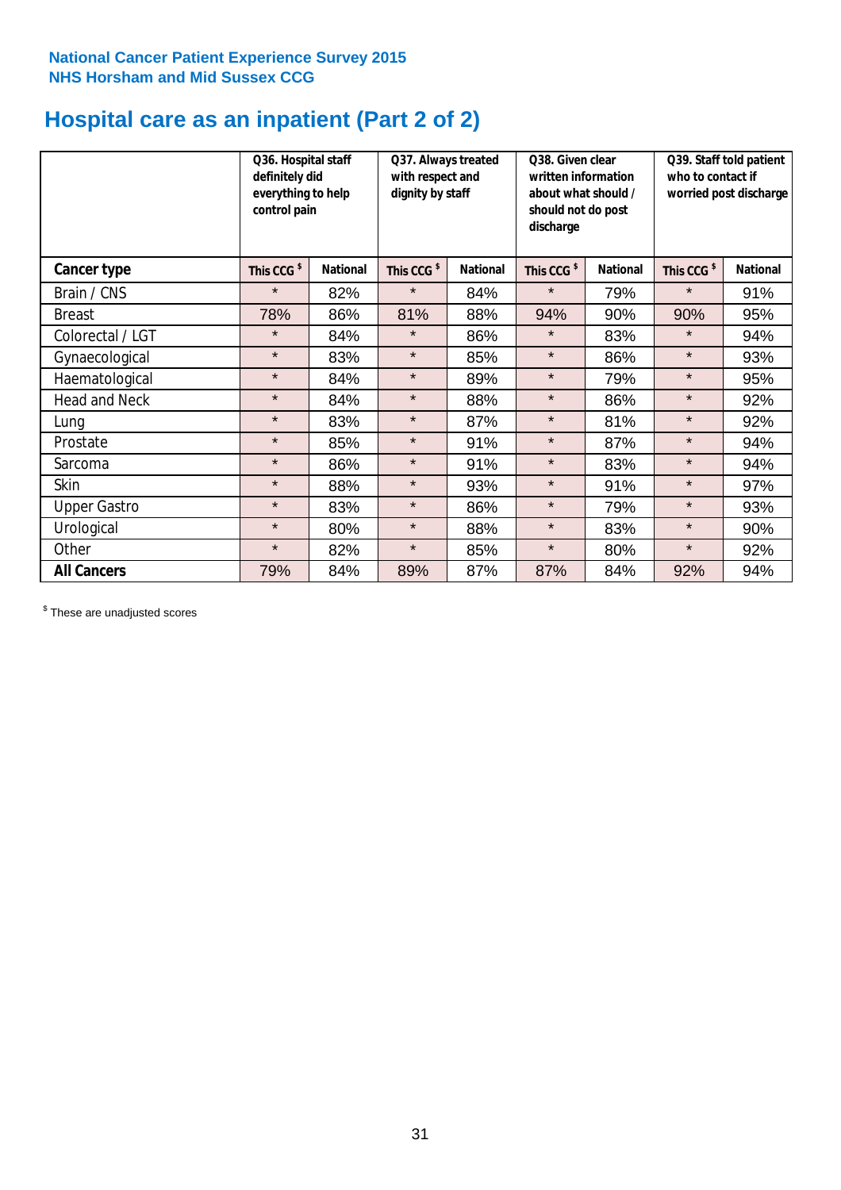**National Cancer Patient Experience Survey 2015**
**NHS Horsham and Mid Sussex CCG**

# Hospital care as an inpatient (Part 2 of 2)

| | Q36. Hospital staff definitely did everything to help control pain | | Q37. Always treated with respect and dignity by staff | | Q38. Given clear written information about what should / should not do post discharge | | Q39. Staff told patient who to contact if worried post discharge | |
|---|---|---|---|---|---|---|---|---|
| **Cancer type** | **This CCG $** | **National** | **This CCG $** | **National** | **This CCG $** | **National** | **This CCG $** | **National** |
| Brain / CNS | * | 82% | * | 84% | * | 79% | * | 91% |
| Breast | 78% | 86% | 81% | 88% | 94% | 90% | 90% | 95% |
| Colorectal / LGT | * | 84% | * | 86% | * | 83% | * | 94% |
| Gynaecological | * | 83% | * | 85% | * | 86% | * | 93% |
| Haematological | * | 84% | * | 89% | * | 79% | * | 95% |
| Head and Neck | * | 84% | * | 88% | * | 86% | * | 92% |
| Lung | * | 83% | * | 87% | * | 81% | * | 92% |
| Prostate | * | 85% | * | 91% | * | 87% | * | 94% |
| Sarcoma | * | 86% | * | 91% | * | 83% | * | 94% |
| Skin | * | 88% | * | 93% | * | 91% | * | 97% |
| Upper Gastro | * | 83% | * | 86% | * | 79% | * | 93% |
| Urological | * | 80% | * | 88% | * | 83% | * | 90% |
| Other | * | 82% | * | 85% | * | 80% | * | 92% |
| **All Cancers** | 79% | 84% | 89% | 87% | 87% | 84% | 92% | 94% |

$ These are unadjusted scores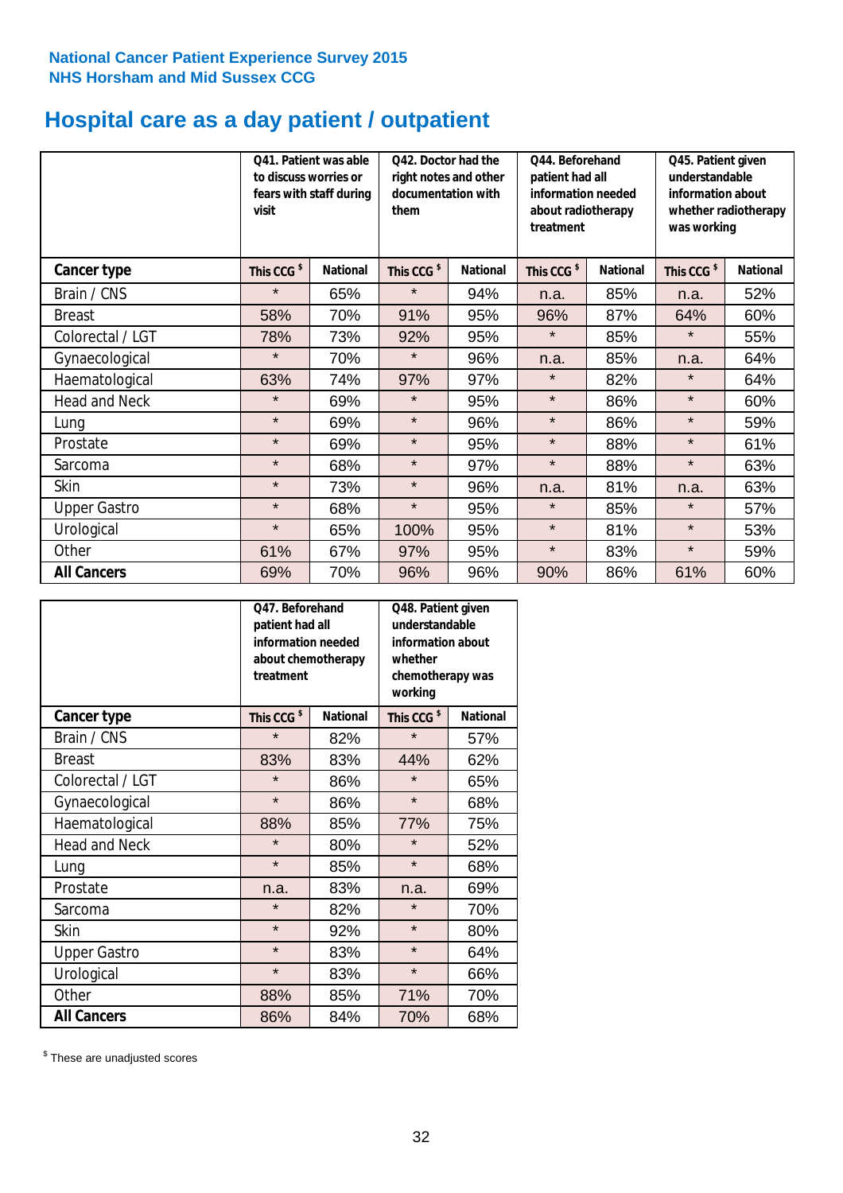National Cancer Patient Experience Survey 2015
NHS Horsham and Mid Sussex CCG

# Hospital care as a day patient / outpatient

| | Q41. Patient was able to discuss worries or fears with staff during visit | | Q42. Doctor had the right notes and other documentation with them | | Q44. Beforehand patient had all information needed about radiotherapy treatment | | Q45. Patient given understandable information about whether radiotherapy was working | |
|---|---|---|---|---|---|---|---|---|
| **Cancer type** | This CCG $ | National | This CCG $ | National | This CCG $ | National | This CCG $ | National |
| Brain / CNS | * | 65% | * | 94% | n.a. | 85% | n.a. | 52% |
| Breast | 58% | 70% | 91% | 95% | 96% | 87% | 64% | 60% |
| Colorectal / LGT | 78% | 73% | 92% | 95% | * | 85% | * | 55% |
| Gynaecological | * | 70% | * | 96% | n.a. | 85% | n.a. | 64% |
| Haematological | 63% | 74% | 97% | 97% | * | 82% | * | 64% |
| Head and Neck | * | 69% | * | 95% | * | 86% | * | 60% |
| Lung | * | 69% | * | 96% | * | 86% | * | 59% |
| Prostate | * | 69% | * | 95% | * | 88% | * | 61% |
| Sarcoma | * | 68% | * | 97% | * | 88% | * | 63% |
| Skin | * | 73% | * | 96% | n.a. | 81% | n.a. | 63% |
| Upper Gastro | * | 68% | * | 95% | * | 85% | * | 57% |
| Urological | * | 65% | 100% | 95% | * | 81% | * | 53% |
| Other | 61% | 67% | 97% | 95% | * | 83% | * | 59% |
| **All Cancers** | 69% | 70% | 96% | 96% | 90% | 86% | 61% | 60% |

| | Q47. Beforehand patient had all information needed about chemotherapy treatment | | Q48. Patient given understandable information about whether chemotherapy was working | |
|---|---|---|---|---|
| **Cancer type** | This CCG $ | National | This CCG $ | National |
| Brain / CNS | * | 82% | * | 57% |
| Breast | 83% | 83% | 44% | 62% |
| Colorectal / LGT | * | 86% | * | 65% |
| Gynaecological | * | 86% | * | 68% |
| Haematological | 88% | 85% | 77% | 75% |
| Head and Neck | * | 80% | * | 52% |
| Lung | * | 85% | * | 68% |
| Prostate | n.a. | 83% | n.a. | 69% |
| Sarcoma | * | 82% | * | 70% |
| Skin | * | 92% | * | 80% |
| Upper Gastro | * | 83% | * | 64% |
| Urological | * | 83% | * | 66% |
| Other | 88% | 85% | 71% | 70% |
| **All Cancers** | 86% | 84% | 70% | 68% |

$ These are unadjusted scores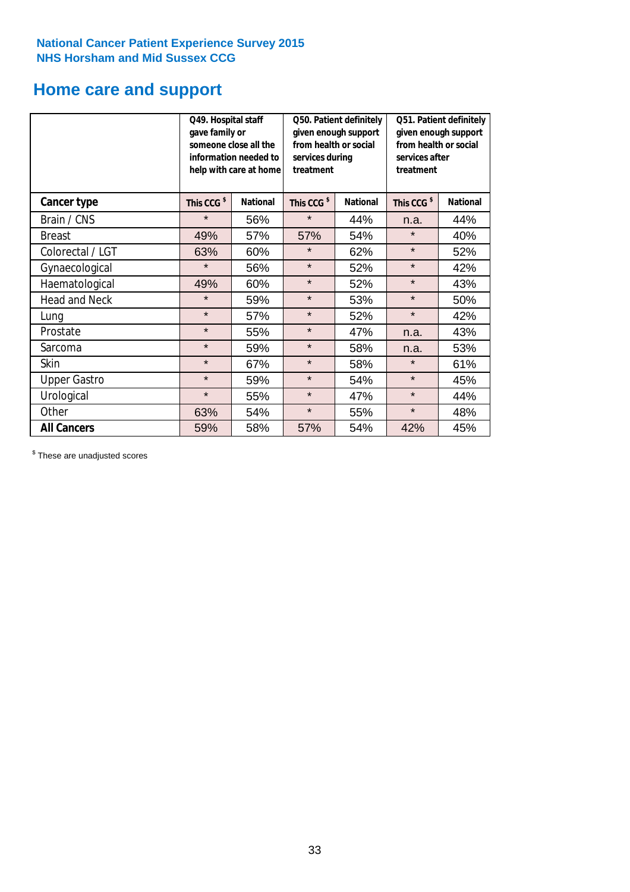**National Cancer Patient Experience Survey 2015**
**NHS Horsham and Mid Sussex CCG**

# Home care and support

| | Q49. Hospital staff gave family or someone close all the information needed to help with care at home | | Q50. Patient definitely given enough support from health or social services during treatment | | Q51. Patient definitely given enough support from health or social services after treatment | |
|---|---|---|---|---|---|---|
| **Cancer type** | **This CCG $** | **National** | **This CCG $** | **National** | **This CCG $** | **National** |
| Brain / CNS | * | 56% | * | 44% | n.a. | 44% |
| Breast | 49% | 57% | 57% | 54% | * | 40% |
| Colorectal / LGT | 63% | 60% | * | 62% | * | 52% |
| Gynaecological | * | 56% | * | 52% | * | 42% |
| Haematological | 49% | 60% | * | 52% | * | 43% |
| Head and Neck | * | 59% | * | 53% | * | 50% |
| Lung | * | 57% | * | 52% | * | 42% |
| Prostate | * | 55% | * | 47% | n.a. | 43% |
| Sarcoma | * | 59% | * | 58% | n.a. | 53% |
| Skin | * | 67% | * | 58% | * | 61% |
| Upper Gastro | * | 59% | * | 54% | * | 45% |
| Urological | * | 55% | * | 47% | * | 44% |
| Other | 63% | 54% | * | 55% | * | 48% |
| **All Cancers** | 59% | 58% | 57% | 54% | 42% | 45% |

$ These are unadjusted scores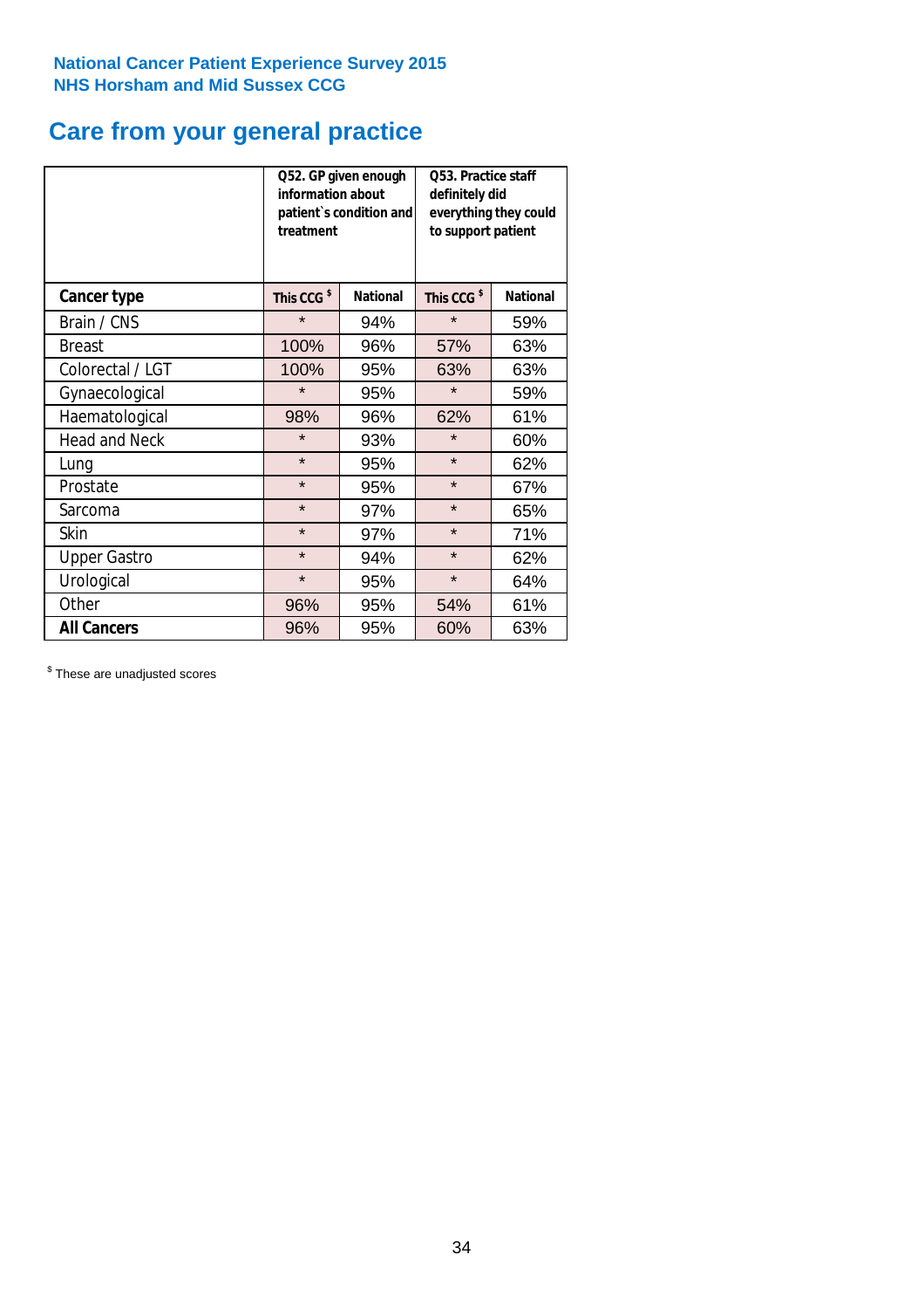National Cancer Patient Experience Survey 2015
NHS Horsham and Mid Sussex CCG

# Care from your general practice

| | Q52. GP given enough information about patient`s condition and treatment | | Q53. Practice staff definitely did everything they could to support patient | |
|---|---|---|---|---|
| **Cancer type** | **This CCG $** | **National** | **This CCG $** | **National** |
| Brain / CNS | * | 94% | * | 59% |
| Breast | 100% | 96% | 57% | 63% |
| Colorectal / LGT | 100% | 95% | 63% | 63% |
| Gynaecological | * | 95% | * | 59% |
| Haematological | 98% | 96% | 62% | 61% |
| Head and Neck | * | 93% | * | 60% |
| Lung | * | 95% | * | 62% |
| Prostate | * | 95% | * | 67% |
| Sarcoma | * | 97% | * | 65% |
| Skin | * | 97% | * | 71% |
| Upper Gastro | * | 94% | * | 62% |
| Urological | * | 95% | * | 64% |
| Other | 96% | 95% | 54% | 61% |
| **All Cancers** | 96% | 95% | 60% | 63% |

[$] These are unadjusted scores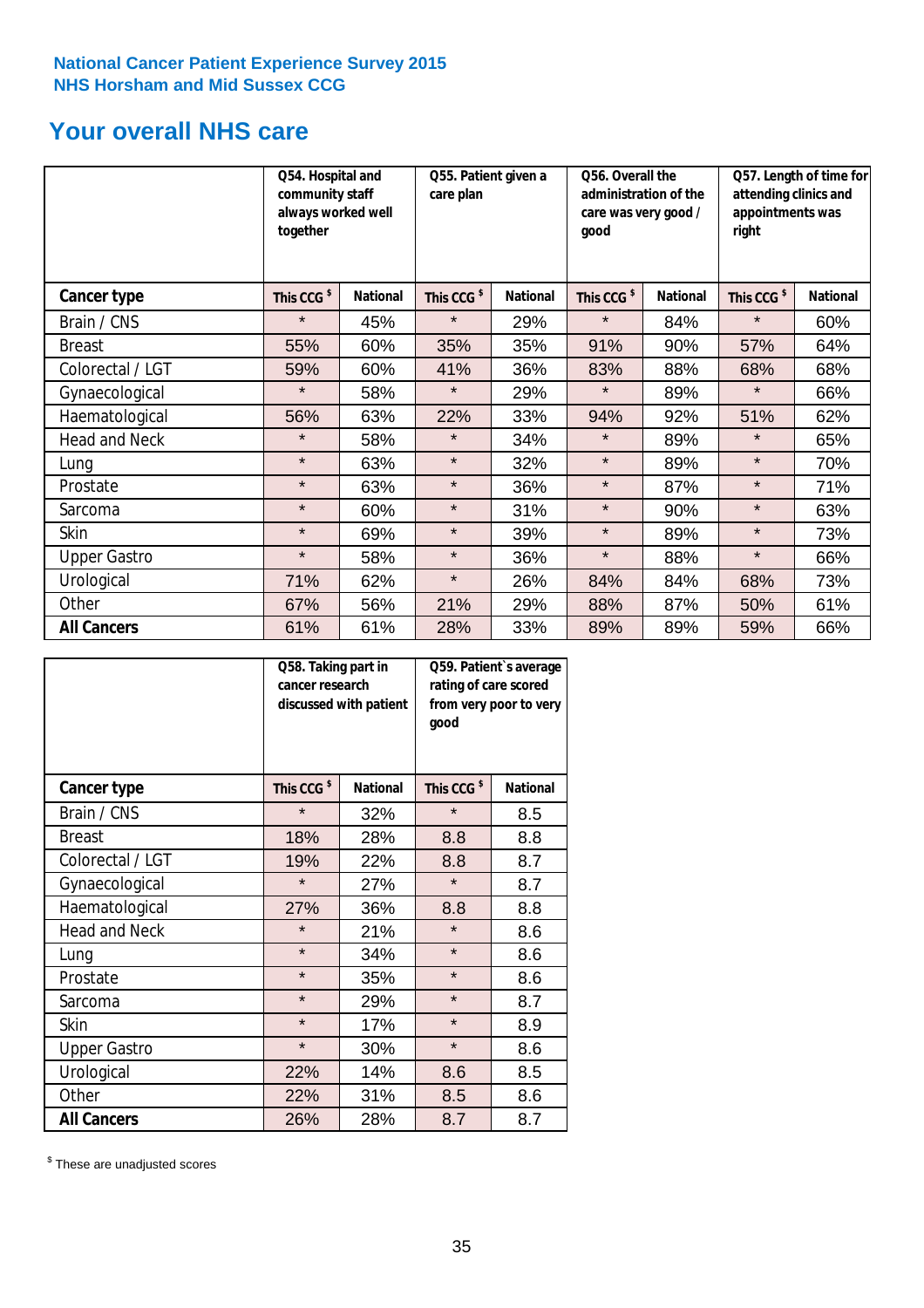National Cancer Patient Experience Survey 2015
NHS Horsham and Mid Sussex CCG

# Your overall NHS care

| | Q54. Hospital and community staff always worked well together | | Q55. Patient given a care plan | | Q56. Overall the administration of the care was very good / good | | Q57. Length of time for attending clinics and appointments was right | |
|---|---|---|---|---|---|---|---|---|
| **Cancer type** | This CCG $ | National | This CCG $ | National | This CCG $ | National | This CCG $ | National |
| Brain / CNS | * | 45% | * | 29% | * | 84% | * | 60% |
| Breast | 55% | 60% | 35% | 35% | 91% | 90% | 57% | 64% |
| Colorectal / LGT | 59% | 60% | 41% | 36% | 83% | 88% | 68% | 68% |
| Gynaecological | * | 58% | * | 29% | * | 89% | * | 66% |
| Haematological | 56% | 63% | 22% | 33% | 94% | 92% | 51% | 62% |
| Head and Neck | * | 58% | * | 34% | * | 89% | * | 65% |
| Lung | * | 63% | * | 32% | * | 89% | * | 70% |
| Prostate | * | 63% | * | 36% | * | 87% | * | 71% |
| Sarcoma | * | 60% | * | 31% | * | 90% | * | 63% |
| Skin | * | 69% | * | 39% | * | 89% | * | 73% |
| Upper Gastro | * | 58% | * | 36% | * | 88% | * | 66% |
| Urological | 71% | 62% | * | 26% | 84% | 84% | 68% | 73% |
| Other | 67% | 56% | 21% | 29% | 88% | 87% | 50% | 61% |
| **All Cancers** | 61% | 61% | 28% | 33% | 89% | 89% | 59% | 66% |

| | Q58. Taking part in cancer research discussed with patient | | Q59. Patient's average rating of care scored from very poor to very good | |
|---|---|---|---|---|
| **Cancer type** | This CCG $ | National | This CCG $ | National |
| Brain / CNS | * | 32% | * | 8.5 |
| Breast | 18% | 28% | 8.8 | 8.8 |
| Colorectal / LGT | 19% | 22% | 8.8 | 8.7 |
| Gynaecological | * | 27% | * | 8.7 |
| Haematological | 27% | 36% | 8.8 | 8.8 |
| Head and Neck | * | 21% | * | 8.6 |
| Lung | * | 34% | * | 8.6 |
| Prostate | * | 35% | * | 8.6 |
| Sarcoma | * | 29% | * | 8.7 |
| Skin | * | 17% | * | 8.9 |
| Upper Gastro | * | 30% | * | 8.6 |
| Urological | 22% | 14% | 8.6 | 8.5 |
| Other | 22% | 31% | 8.5 | 8.6 |
| **All Cancers** | 26% | 28% | 8.7 | 8.7 |

$ These are unadjusted scores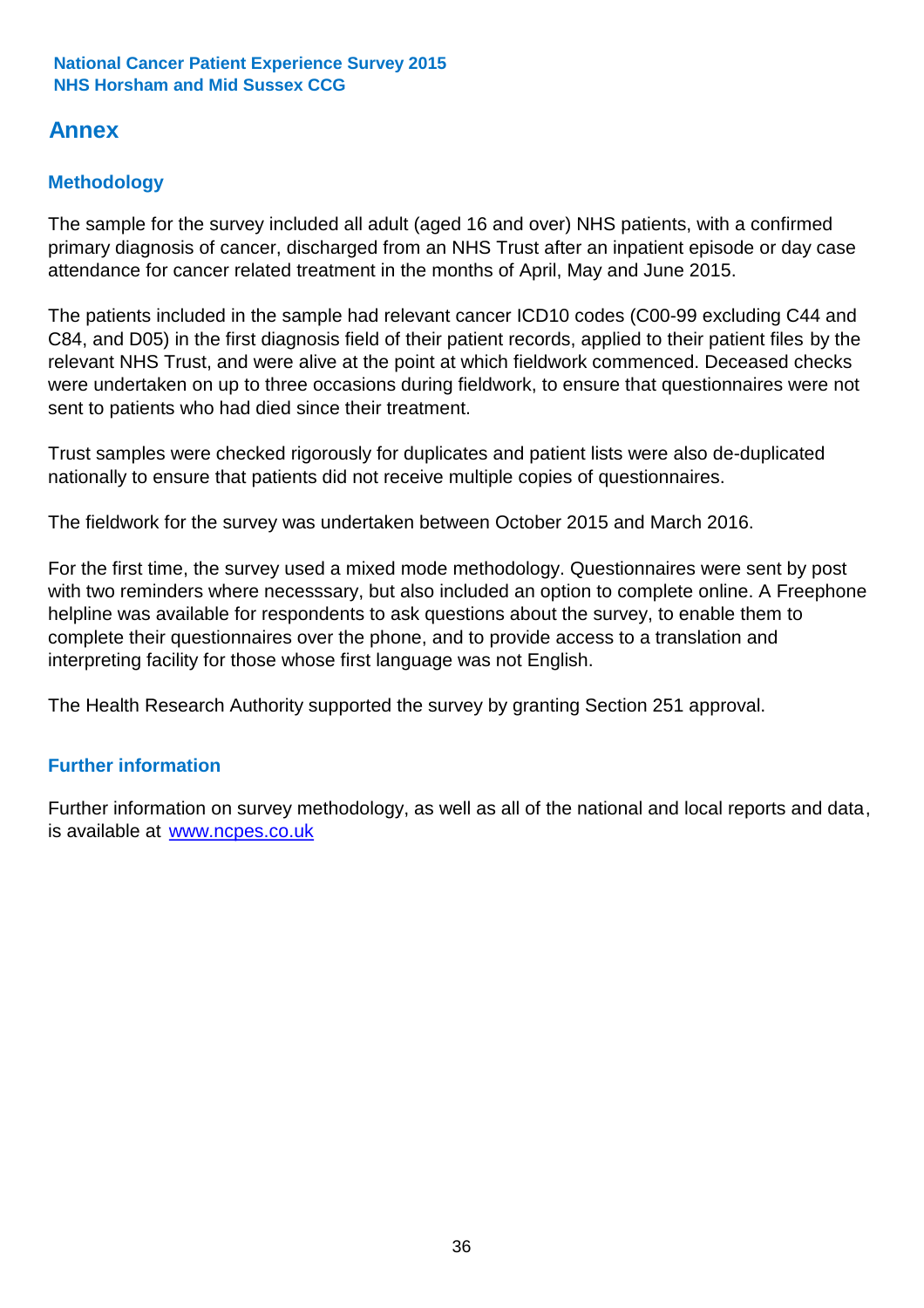# Annex

## Methodology

The sample for the survey included all adult (aged 16 and over) NHS patients, with a confirmed primary diagnosis of cancer, discharged from an NHS Trust after an inpatient episode or day case attendance for cancer related treatment in the months of April, May and June 2015.

The patients included in the sample had relevant cancer ICD10 codes (C00-99 excluding C44 and C84, and D05) in the first diagnosis field of their patient records, applied to their patient files by the relevant NHS Trust, and were alive at the point at which fieldwork commenced. Deceased checks were undertaken on up to three occasions during fieldwork, to ensure that questionnaires were not sent to patients who had died since their treatment.

Trust samples were checked rigorously for duplicates and patient lists were also de-duplicated nationally to ensure that patients did not receive multiple copies of questionnaires.

The fieldwork for the survey was undertaken between October 2015 and March 2016.

For the first time, the survey used a mixed mode methodology. Questionnaires were sent by post with two reminders where necesssary, but also included an option to complete online. A Freephone helpline was available for respondents to ask questions about the survey, to enable them to complete their questionnaires over the phone, and to provide access to a translation and interpreting facility for those whose first language was not English.

The Health Research Authority supported the survey by granting Section 251 approval.

## Further information

Further information on survey methodology, as well as all of the national and local reports and data, is available at [www.ncpes.co.uk](http://www.ncpes.co.uk)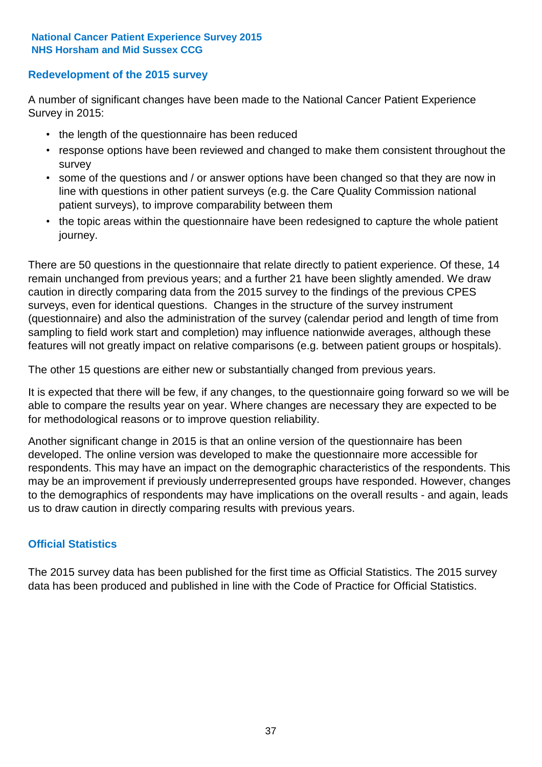## Redevelopment of the 2015 survey

A number of significant changes have been made to the National Cancer Patient Experience Survey in 2015:

- the length of the questionnaire has been reduced
- response options have been reviewed and changed to make them consistent throughout the survey
- some of the questions and / or answer options have been changed so that they are now in line with questions in other patient surveys (e.g. the Care Quality Commission national patient surveys), to improve comparability between them
- the topic areas within the questionnaire have been redesigned to capture the whole patient journey.

There are 50 questions in the questionnaire that relate directly to patient experience. Of these, 14 remain unchanged from previous years; and a further 21 have been slightly amended. We draw caution in directly comparing data from the 2015 survey to the findings of the previous CPES surveys, even for identical questions. Changes in the structure of the survey instrument (questionnaire) and also the administration of the survey (calendar period and length of time from sampling to field work start and completion) may influence nationwide averages, although these features will not greatly impact on relative comparisons (e.g. between patient groups or hospitals).

The other 15 questions are either new or substantially changed from previous years.

It is expected that there will be few, if any changes, to the questionnaire going forward so we will be able to compare the results year on year. Where changes are necessary they are expected to be for methodological reasons or to improve question reliability.

Another significant change in 2015 is that an online version of the questionnaire has been developed. The online version was developed to make the questionnaire more accessible for respondents. This may have an impact on the demographic characteristics of the respondents. This may be an improvement if previously underrepresented groups have responded. However, changes to the demographics of respondents may have implications on the overall results - and again, leads us to draw caution in directly comparing results with previous years.

## Official Statistics

The 2015 survey data has been published for the first time as Official Statistics. The 2015 survey data has been produced and published in line with the Code of Practice for Official Statistics.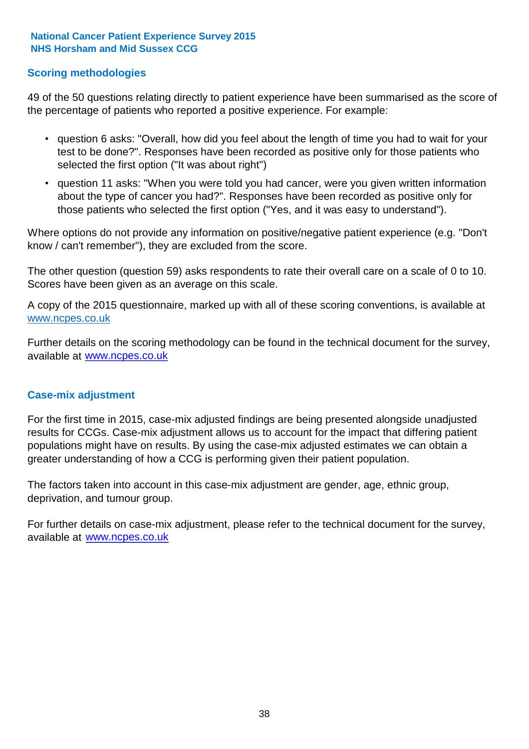## Scoring methodologies

49 of the 50 questions relating directly to patient experience have been summarised as the score of the percentage of patients who reported a positive experience. For example:

- question 6 asks: "Overall, how did you feel about the length of time you had to wait for your test to be done?". Responses have been recorded as positive only for those patients who selected the first option ("It was about right")
- question 11 asks: "When you were told you had cancer, were you given written information about the type of cancer you had?". Responses have been recorded as positive only for those patients who selected the first option ("Yes, and it was easy to understand").

Where options do not provide any information on positive/negative patient experience (e.g. "Don't know / can't remember"), they are excluded from the score.

The other question (question 59) asks respondents to rate their overall care on a scale of 0 to 10. Scores have been given as an average on this scale.

A copy of the 2015 questionnaire, marked up with all of these scoring conventions, is available at www.ncpes.co.uk

Further details on the scoring methodology can be found in the technical document for the survey, available at www.ncpes.co.uk

## Case-mix adjustment

For the first time in 2015, case-mix adjusted findings are being presented alongside unadjusted results for CCGs. Case-mix adjustment allows us to account for the impact that differing patient populations might have on results. By using the case-mix adjusted estimates we can obtain a greater understanding of how a CCG is performing given their patient population.

The factors taken into account in this case-mix adjustment are gender, age, ethnic group, deprivation, and tumour group.

For further details on case-mix adjustment, please refer to the technical document for the survey, available at www.ncpes.co.uk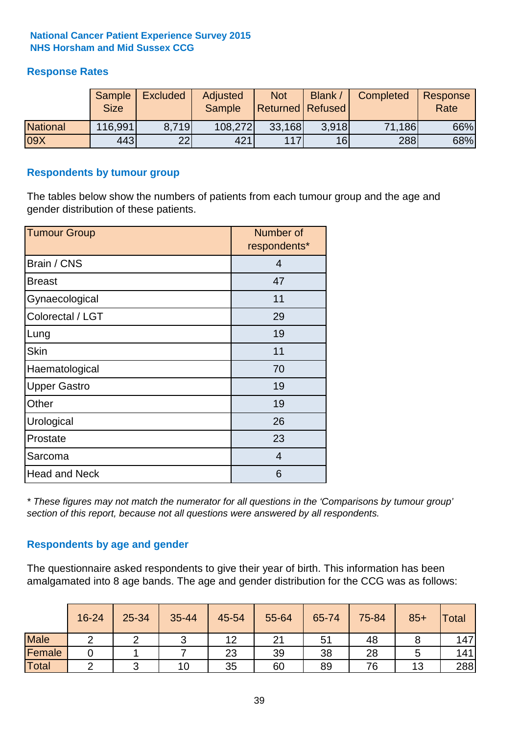**National Cancer Patient Experience Survey 2015**
**NHS Horsham and Mid Sussex CCG**

## Response Rates

| | Sample Size | Excluded | Adjusted Sample | Not Returned | Blank / Refused | Completed | Response Rate |
|---|---|---|---|---|---|---|---|
| National | 116,991 | 8,719 | 108,272 | 33,168 | 3,918 | 71,186 | 66% |
| 09X | 443 | 22 | 421 | 117 | 16 | 288 | 68% |

## Respondents by tumour group

The tables below show the numbers of patients from each tumour group and the age and gender distribution of these patients.

| Tumour Group | Number of respondents* |
|---|---|
| Brain / CNS | 4 |
| Breast | 47 |
| Gynaecological | 11 |
| Colorectal / LGT | 29 |
| Lung | 19 |
| Skin | 11 |
| Haematological | 70 |
| Upper Gastro | 19 |
| Other | 19 |
| Urological | 26 |
| Prostate | 23 |
| Sarcoma | 4 |
| Head and Neck | 6 |

*\* These figures may not match the numerator for all questions in the 'Comparisons by tumour group' section of this report, because not all questions were answered by all respondents.*

## Respondents by age and gender

The questionnaire asked respondents to give their year of birth. This information has been amalgamated into 8 age bands. The age and gender distribution for the CCG was as follows:

| | 16-24 | 25-34 | 35-44 | 45-54 | 55-64 | 65-74 | 75-84 | 85+ | Total |
|---|---|---|---|---|---|---|---|---|---|
| Male | 2 | 2 | 3 | 12 | 21 | 51 | 48 | 8 | 147 |
| Female | 0 | 1 | 7 | 23 | 39 | 38 | 28 | 5 | 141 |
| Total | 2 | 3 | 10 | 35 | 60 | 89 | 76 | 13 | 288 |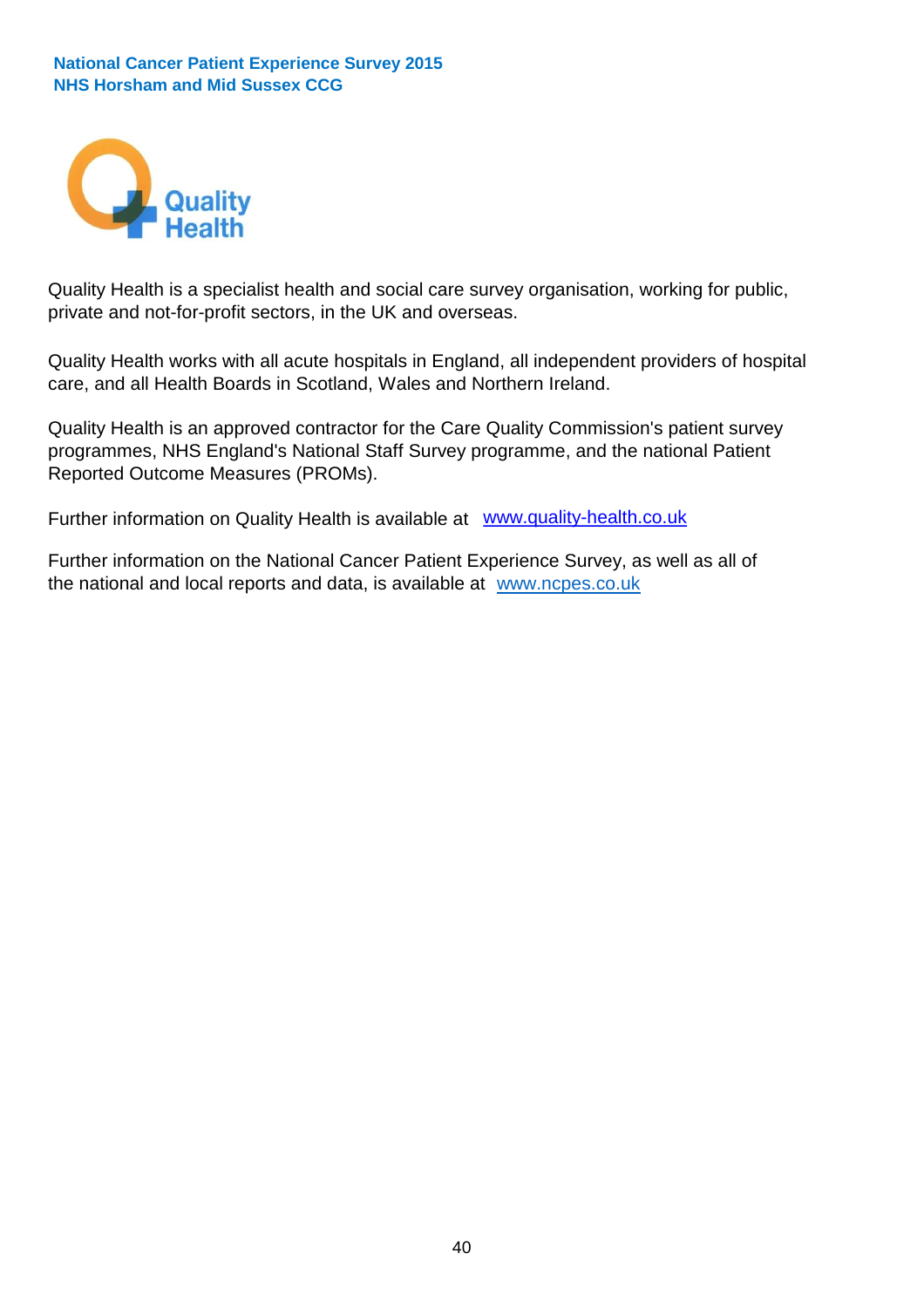Quality Health is a specialist health and social care survey organisation, working for public, private and not-for-profit sectors, in the UK and overseas.

Quality Health works with all acute hospitals in England, all independent providers of hospital care, and all Health Boards in Scotland, Wales and Northern Ireland.

Quality Health is an approved contractor for the Care Quality Commission's patient survey programmes, NHS England's National Staff Survey programme, and the national Patient Reported Outcome Measures (PROMs).

Further information on Quality Health is available at www.quality-health.co.uk

Further information on the National Cancer Patient Experience Survey, as well as all of the national and local reports and data, is available at www.ncpes.co.uk